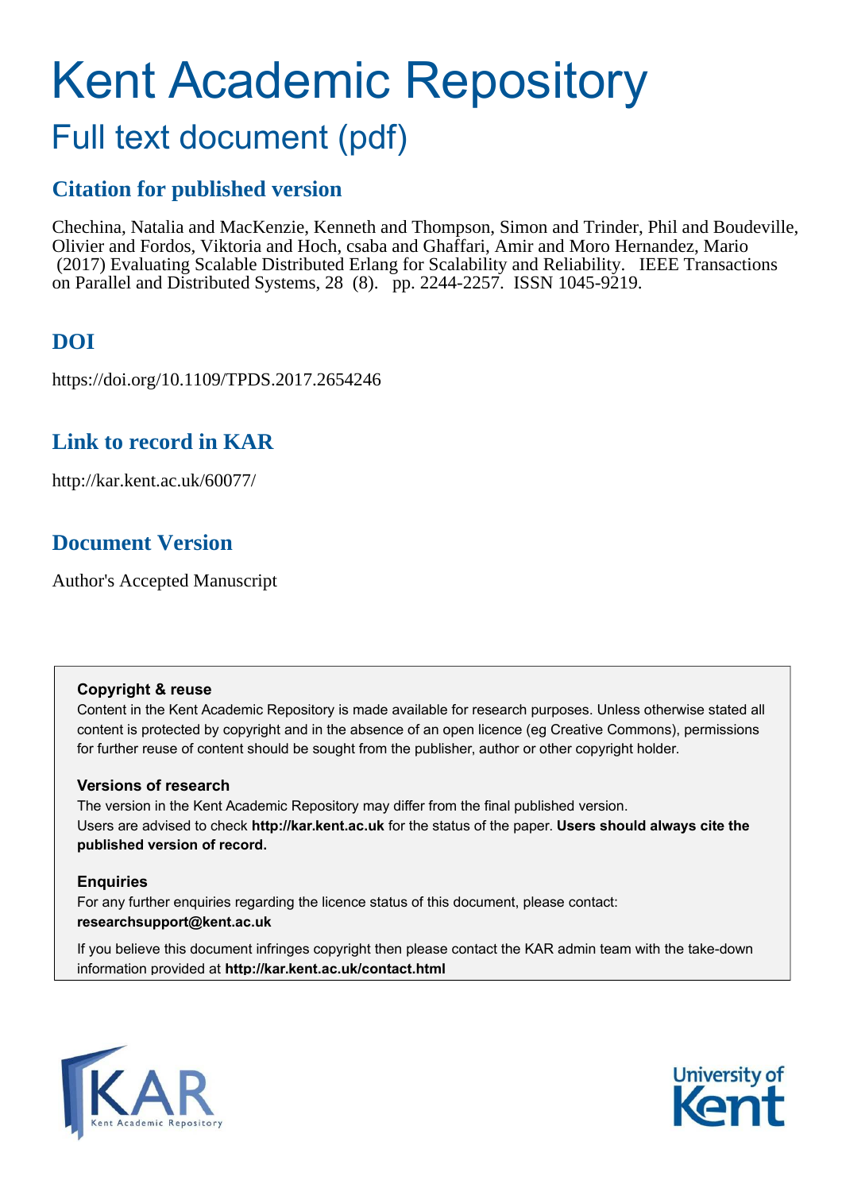# Kent Academic Repository

## Full text document (pdf)

### Citation for published version

Chechina, Natalia and MacKenzie, Kenneth and Thompson, Simon and Trinder, Phil and Boudeville, Olivier and Fordos, Viktoria and Hoch, csaba and Ghaffari, Amir and Moro Hernandez, Mario (2017) Evaluating Scalable Distributed Erlang for Scalability and Reliability. IEEE Transactions on Parallel and Distributed Systems, 28 (8). pp. 2244-2257. ISSN 1045-9219.

### DOI

https://doi.org/10.1109/TPDS.2017.2654246

### Link to record in KAR

http://kar.kent.ac.uk/60077/

### Document Version

Author's Accepted Manuscript

**Copyright & reuse**

Content in the Kent Academic Repository is made available for research purposes. Unless otherwise stated all content is protected by copyright and in the absence of an open licence (eg Creative Commons), permissions for further reuse of content should be sought from the publisher, author or other copyright holder.

**Versions of research**

The version in the Kent Academic Repository may differ from the final published version. Users are advised to check **http://kar.kent.ac.uk** for the status of the paper. **Users should always cite the published version of record.**

**Enquiries**

For any further enquiries regarding the licence status of this document, please contact: **researchsupport@kent.ac.uk**

If you believe this document infringes copyright then please contact the KAR admin team with the take-down information provided at **http://kar.kent.ac.uk/contact.html**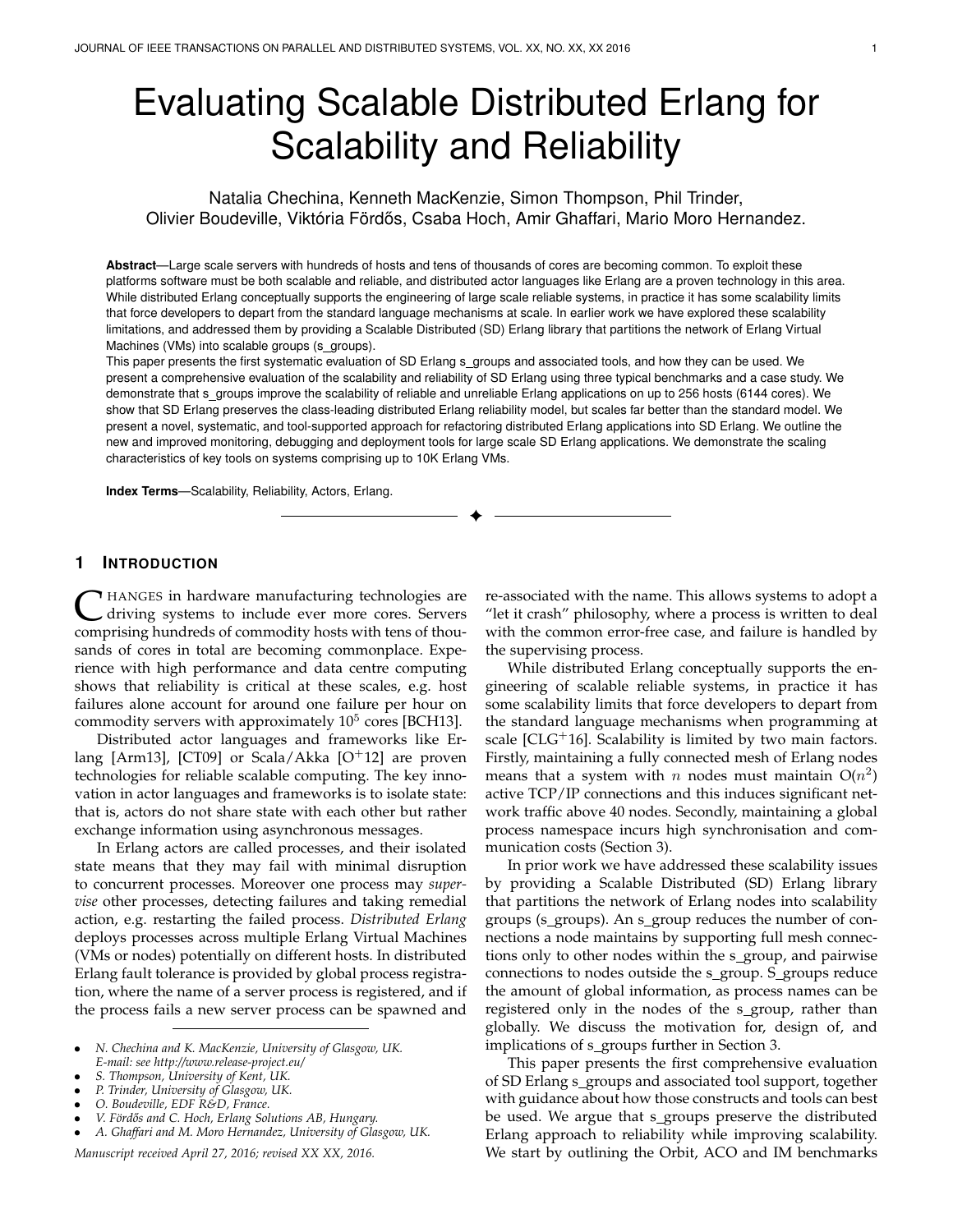# Evaluating Scalable Distributed Erlang for Scalability and Reliability

Natalia Chechina, Kenneth MacKenzie, Simon Thompson, Phil Trinder, Olivier Boudeville, Viktória Fördős, Csaba Hoch, Amir Ghaffari, Mario Moro Hernandez.

**Abstract**—Large scale servers with hundreds of hosts and tens of thousands of cores are becoming common. To exploit these platforms software must be both scalable and reliable, and distributed actor languages like Erlang are a proven technology in this area. While distributed Erlang conceptually supports the engineering of large scale reliable systems, in practice it has some scalability limits that force developers to depart from the standard language mechanisms at scale. In earlier work we have explored these scalability limitations, and addressed them by providing a Scalable Distributed (SD) Erlang library that partitions the network of Erlang Virtual Machines (VMs) into scalable groups (s_groups).
This paper presents the first systematic evaluation of SD Erlang s_groups and associated tools, and how they can be used. We present a comprehensive evaluation of the scalability and reliability of SD Erlang using three typical benchmarks and a case study. We demonstrate that s_groups improve the scalability of reliable and unreliable Erlang applications on up to 256 hosts (6144 cores). We show that SD Erlang preserves the class-leading distributed Erlang reliability model, but scales far better than the standard model. We present a novel, systematic, and tool-supported approach for refactoring distributed Erlang applications into SD Erlang. We outline the new and improved monitoring, debugging and deployment tools for large scale SD Erlang applications. We demonstrate the scaling characteristics of key tools on systems comprising up to 10K Erlang VMs.

**Index Terms**—Scalability, Reliability, Actors, Erlang.

## 1 Introduction

Changes in hardware manufacturing technologies are driving systems to include ever more cores. Servers comprising hundreds of commodity hosts with tens of thousands of cores in total are becoming commonplace. Experience with high performance and data centre computing shows that reliability is critical at these scales, e.g. host failures alone account for around one failure per hour on commodity servers with approximately $10^5$ cores [BCH13].

Distributed actor languages and frameworks like Erlang [Arm13], [CT09] or Scala/Akka [O$^+$12] are proven technologies for reliable scalable computing. The key innovation in actor languages and frameworks is to isolate state: that is, actors do not share state with each other but rather exchange information using asynchronous messages.

In Erlang actors are called processes, and their isolated state means that they may fail with minimal disruption to concurrent processes. Moreover one process may *supervise* other processes, detecting failures and taking remedial action, e.g. restarting the failed process. *Distributed Erlang* deploys processes across multiple Erlang Virtual Machines (VMs or nodes) potentially on different hosts. In distributed Erlang fault tolerance is provided by global process registration, where the name of a server process is registered, and if the process fails a new server process can be spawned and re-associated with the name. This allows systems to adopt a "let it crash" philosophy, where a process is written to deal with the common error-free case, and failure is handled by the supervising process.

While distributed Erlang conceptually supports the engineering of scalable reliable systems, in practice it has some scalability limits that force developers to depart from the standard language mechanisms when programming at scale [CLG$^+$16]. Scalability is limited by two main factors. Firstly, maintaining a fully connected mesh of Erlang nodes means that a system with $n$ nodes must maintain O($n^2$) active TCP/IP connections and this induces significant network traffic above 40 nodes. Secondly, maintaining a global process namespace incurs high synchronisation and communication costs (Section 3).

In prior work we have addressed these scalability issues by providing a Scalable Distributed (SD) Erlang library that partitions the network of Erlang nodes into scalability groups (s_groups). An s_group reduces the number of connections a node maintains by supporting full mesh connections only to other nodes within the s_group, and pairwise connections to nodes outside the s_group. S_groups reduce the amount of global information, as process names can be registered only in the nodes of the s_group, rather than globally. We discuss the motivation for, design of, and implications of s_groups further in Section 3.

This paper presents the first comprehensive evaluation of SD Erlang s_groups and associated tool support, together with guidance about how those constructs and tools can best be used. We argue that s_groups preserve the distributed Erlang approach to reliability while improving scalability. We start by outlining the Orbit, ACO and IM benchmarks

---

- *N. Chechina and K. MacKenzie, University of Glasgow, UK. E-mail: see http://www.release-project.eu/*
- *S. Thompson, University of Kent, UK.*
- *P. Trinder, University of Glasgow, UK.*
- *O. Boudeville, EDF R&D, France.*
- *V. Fördős and C. Hoch, Erlang Solutions AB, Hungary.*
- *A. Ghaffari and M. Moro Hernandez, University of Glasgow, UK.*

*Manuscript received April 27, 2016; revised XX XX, 2016.*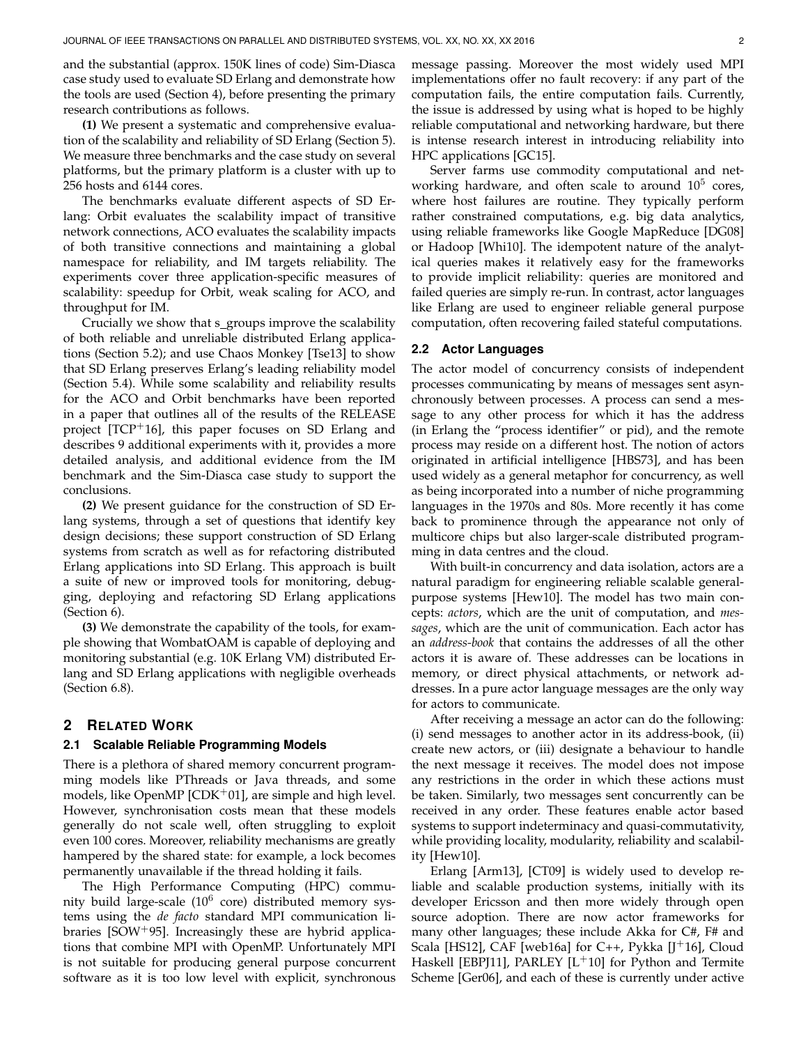and the substantial (approx. 150K lines of code) Sim-Diasca case study used to evaluate SD Erlang and demonstrate how the tools are used (Section 4), before presenting the primary research contributions as follows.

**(1)** We present a systematic and comprehensive evaluation of the scalability and reliability of SD Erlang (Section 5). We measure three benchmarks and the case study on several platforms, but the primary platform is a cluster with up to 256 hosts and 6144 cores.

The benchmarks evaluate different aspects of SD Erlang: Orbit evaluates the scalability impact of transitive network connections, ACO evaluates the scalability impacts of both transitive connections and maintaining a global namespace for reliability, and IM targets reliability. The experiments cover three application-specific measures of scalability: speedup for Orbit, weak scaling for ACO, and throughput for IM.

Crucially we show that s_groups improve the scalability of both reliable and unreliable distributed Erlang applications (Section 5.2); and use Chaos Monkey [Tse13] to show that SD Erlang preserves Erlang's leading reliability model (Section 5.4). While some scalability and reliability results for the ACO and Orbit benchmarks have been reported in a paper that outlines all of the results of the RELEASE project [TCP+16], this paper focuses on SD Erlang and describes 9 additional experiments with it, provides a more detailed analysis, and additional evidence from the IM benchmark and the Sim-Diasca case study to support the conclusions.

**(2)** We present guidance for the construction of SD Erlang systems, through a set of questions that identify key design decisions; these support construction of SD Erlang systems from scratch as well as for refactoring distributed Erlang applications into SD Erlang. This approach is built a suite of new or improved tools for monitoring, debugging, deploying and refactoring SD Erlang applications (Section 6).

**(3)** We demonstrate the capability of the tools, for example showing that WombatOAM is capable of deploying and monitoring substantial (e.g. 10K Erlang VM) distributed Erlang and SD Erlang applications with negligible overheads (Section 6.8).

## 2 Related Work

### 2.1 Scalable Reliable Programming Models

There is a plethora of shared memory concurrent programming models like PThreads or Java threads, and some models, like OpenMP [CDK+01], are simple and high level. However, synchronisation costs mean that these models generally do not scale well, often struggling to exploit even 100 cores. Moreover, reliability mechanisms are greatly hampered by the shared state: for example, a lock becomes permanently unavailable if the thread holding it fails.

The High Performance Computing (HPC) community build large-scale ($10^6$ core) distributed memory systems using the *de facto* standard MPI communication libraries [SOW+95]. Increasingly these are hybrid applications that combine MPI with OpenMP. Unfortunately MPI is not suitable for producing general purpose concurrent software as it is too low level with explicit, synchronous message passing. Moreover the most widely used MPI implementations offer no fault recovery: if any part of the computation fails, the entire computation fails. Currently, the issue is addressed by using what is hoped to be highly reliable computational and networking hardware, but there is intense research interest in introducing reliability into HPC applications [GC15].

Server farms use commodity computational and networking hardware, and often scale to around $10^5$ cores, where host failures are routine. They typically perform rather constrained computations, e.g. big data analytics, using reliable frameworks like Google MapReduce [DG08] or Hadoop [Whi10]. The idempotent nature of the analytical queries makes it relatively easy for the frameworks to provide implicit reliability: queries are monitored and failed queries are simply re-run. In contrast, actor languages like Erlang are used to engineer reliable general purpose computation, often recovering failed stateful computations.

### 2.2 Actor Languages

The actor model of concurrency consists of independent processes communicating by means of messages sent asynchronously between processes. A process can send a message to any other process for which it has the address (in Erlang the "process identifier" or pid), and the remote process may reside on a different host. The notion of actors originated in artificial intelligence [HBS73], and has been used widely as a general metaphor for concurrency, as well as being incorporated into a number of niche programming languages in the 1970s and 80s. More recently it has come back to prominence through the appearance not only of multicore chips but also larger-scale distributed programming in data centres and the cloud.

With built-in concurrency and data isolation, actors are a natural paradigm for engineering reliable scalable general-purpose systems [Hew10]. The model has two main concepts: *actors*, which are the unit of computation, and *messages*, which are the unit of communication. Each actor has an *address-book* that contains the addresses of all the other actors it is aware of. These addresses can be locations in memory, or direct physical attachments, or network addresses. In a pure actor language messages are the only way for actors to communicate.

After receiving a message an actor can do the following: (i) send messages to another actor in its address-book, (ii) create new actors, or (iii) designate a behaviour to handle the next message it receives. The model does not impose any restrictions in the order in which these actions must be taken. Similarly, two messages sent concurrently can be received in any order. These features enable actor based systems to support indeterminacy and quasi-commutativity, while providing locality, modularity, reliability and scalability [Hew10].

Erlang [Arm13], [CT09] is widely used to develop reliable and scalable production systems, initially with its developer Ericsson and then more widely through open source adoption. There are now actor frameworks for many other languages; these include Akka for C#, F# and Scala [HS12], CAF [web16a] for C++, Pykka [J+16], Cloud Haskell [EBPJ11], PARLEY [L+10] for Python and Termite Scheme [Ger06], and each of these is currently under active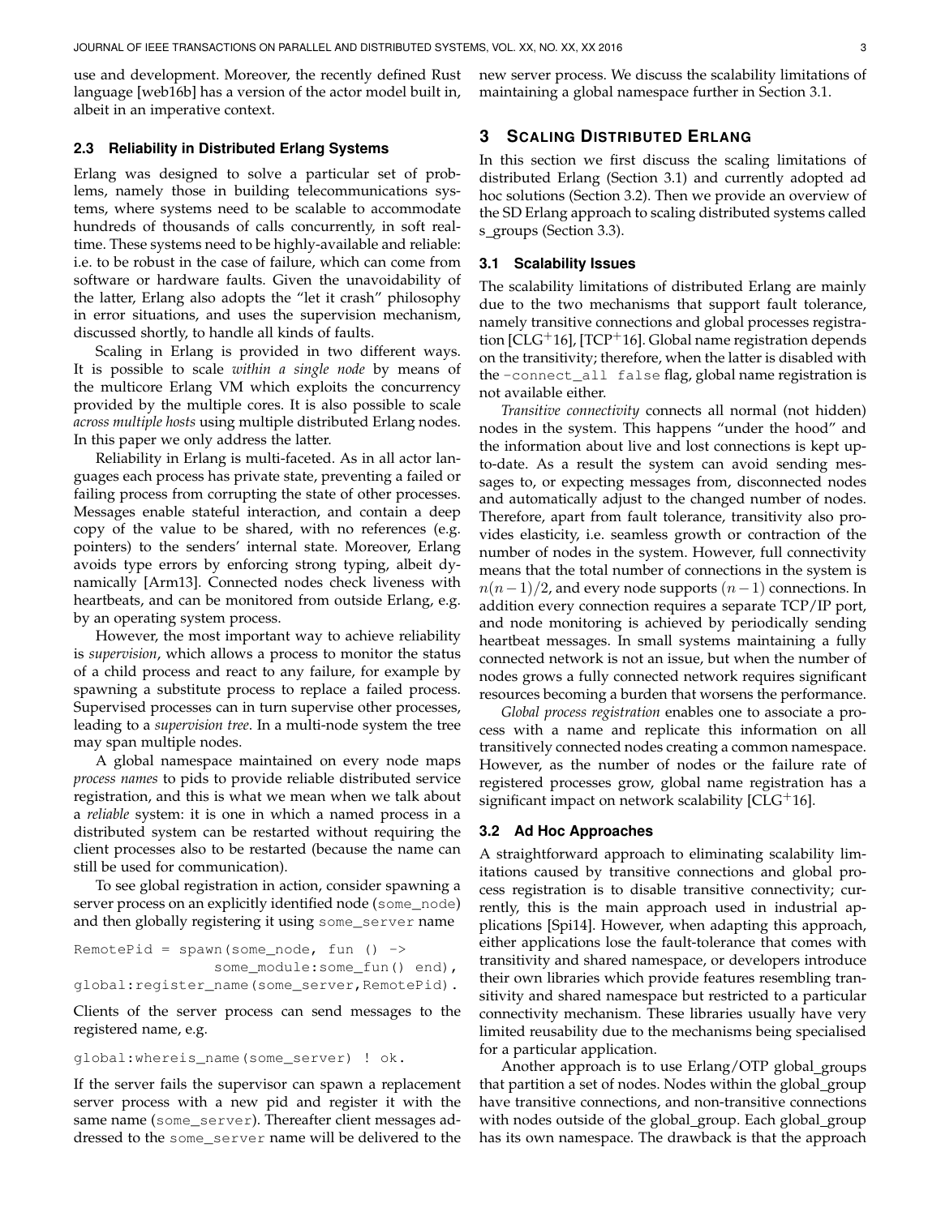use and development. Moreover, the recently defined Rust language [web16b] has a version of the actor model built in, albeit in an imperative context.

### 2.3 Reliability in Distributed Erlang Systems

Erlang was designed to solve a particular set of problems, namely those in building telecommunications systems, where systems need to be scalable to accommodate hundreds of thousands of calls concurrently, in soft real-time. These systems need to be highly-available and reliable: i.e. to be robust in the case of failure, which can come from software or hardware faults. Given the unavoidability of the latter, Erlang also adopts the "let it crash" philosophy in error situations, and uses the supervision mechanism, discussed shortly, to handle all kinds of faults.

Scaling in Erlang is provided in two different ways. It is possible to scale *within a single node* by means of the multicore Erlang VM which exploits the concurrency provided by the multiple cores. It is also possible to scale *across multiple hosts* using multiple distributed Erlang nodes. In this paper we only address the latter.

Reliability in Erlang is multi-faceted. As in all actor languages each process has private state, preventing a failed or failing process from corrupting the state of other processes. Messages enable stateful interaction, and contain a deep copy of the value to be shared, with no references (e.g. pointers) to the senders' internal state. Moreover, Erlang avoids type errors by enforcing strong typing, albeit dynamically [Arm13]. Connected nodes check liveness with heartbeats, and can be monitored from outside Erlang, e.g. by an operating system process.

However, the most important way to achieve reliability is *supervision*, which allows a process to monitor the status of a child process and react to any failure, for example by spawning a substitute process to replace a failed process. Supervised processes can in turn supervise other processes, leading to a *supervision tree*. In a multi-node system the tree may span multiple nodes.

A global namespace maintained on every node maps *process names* to pids to provide reliable distributed service registration, and this is what we mean when we talk about a *reliable* system: it is one in which a named process in a distributed system can be restarted without requiring the client processes also to be restarted (because the name can still be used for communication).

To see global registration in action, consider spawning a server process on an explicitly identified node (`some_node`) and then globally registering it using `some_server` name

```
RemotePid = spawn(some_node, fun () ->
                some_module:some_fun() end),
global:register_name(some_server,RemotePid).
```

Clients of the server process can send messages to the registered name, e.g.

```
global:whereis_name(some_server) ! ok.
```

If the server fails the supervisor can spawn a replacement server process with a new pid and register it with the same name (`some_server`). Thereafter client messages addressed to the `some_server` name will be delivered to the new server process. We discuss the scalability limitations of maintaining a global namespace further in Section 3.1.

## 3 Scaling Distributed Erlang

In this section we first discuss the scaling limitations of distributed Erlang (Section 3.1) and currently adopted ad hoc solutions (Section 3.2). Then we provide an overview of the SD Erlang approach to scaling distributed systems called s_groups (Section 3.3).

### 3.1 Scalability Issues

The scalability limitations of distributed Erlang are mainly due to the two mechanisms that support fault tolerance, namely transitive connections and global processes registration [CLG+16], [TCP+16]. Global name registration depends on the transitivity; therefore, when the latter is disabled with the `-connect_all false` flag, global name registration is not available either.

*Transitive connectivity* connects all normal (not hidden) nodes in the system. This happens "under the hood" and the information about live and lost connections is kept up-to-date. As a result the system can avoid sending messages to, or expecting messages from, disconnected nodes and automatically adjust to the changed number of nodes. Therefore, apart from fault tolerance, transitivity also provides elasticity, i.e. seamless growth or contraction of the number of nodes in the system. However, full connectivity means that the total number of connections in the system is $n(n-1)/2$, and every node supports $(n-1)$ connections. In addition every connection requires a separate TCP/IP port, and node monitoring is achieved by periodically sending heartbeat messages. In small systems maintaining a fully connected network is not an issue, but when the number of nodes grows a fully connected network requires significant resources becoming a burden that worsens the performance.

*Global process registration* enables one to associate a process with a name and replicate this information on all transitively connected nodes creating a common namespace. However, as the number of nodes or the failure rate of registered processes grow, global name registration has a significant impact on network scalability [CLG+16].

### 3.2 Ad Hoc Approaches

A straightforward approach to eliminating scalability limitations caused by transitive connections and global process registration is to disable transitive connectivity; currently, this is the main approach used in industrial applications [Spi14]. However, when adapting this approach, either applications lose the fault-tolerance that comes with transitivity and shared namespace, or developers introduce their own libraries which provide features resembling transitivity and shared namespace but restricted to a particular connectivity mechanism. These libraries usually have very limited reusability due to the mechanisms being specialised for a particular application.

Another approach is to use Erlang/OTP global_groups that partition a set of nodes. Nodes within the global_group have transitive connections, and non-transitive connections with nodes outside of the global_group. Each global_group has its own namespace. The drawback is that the approach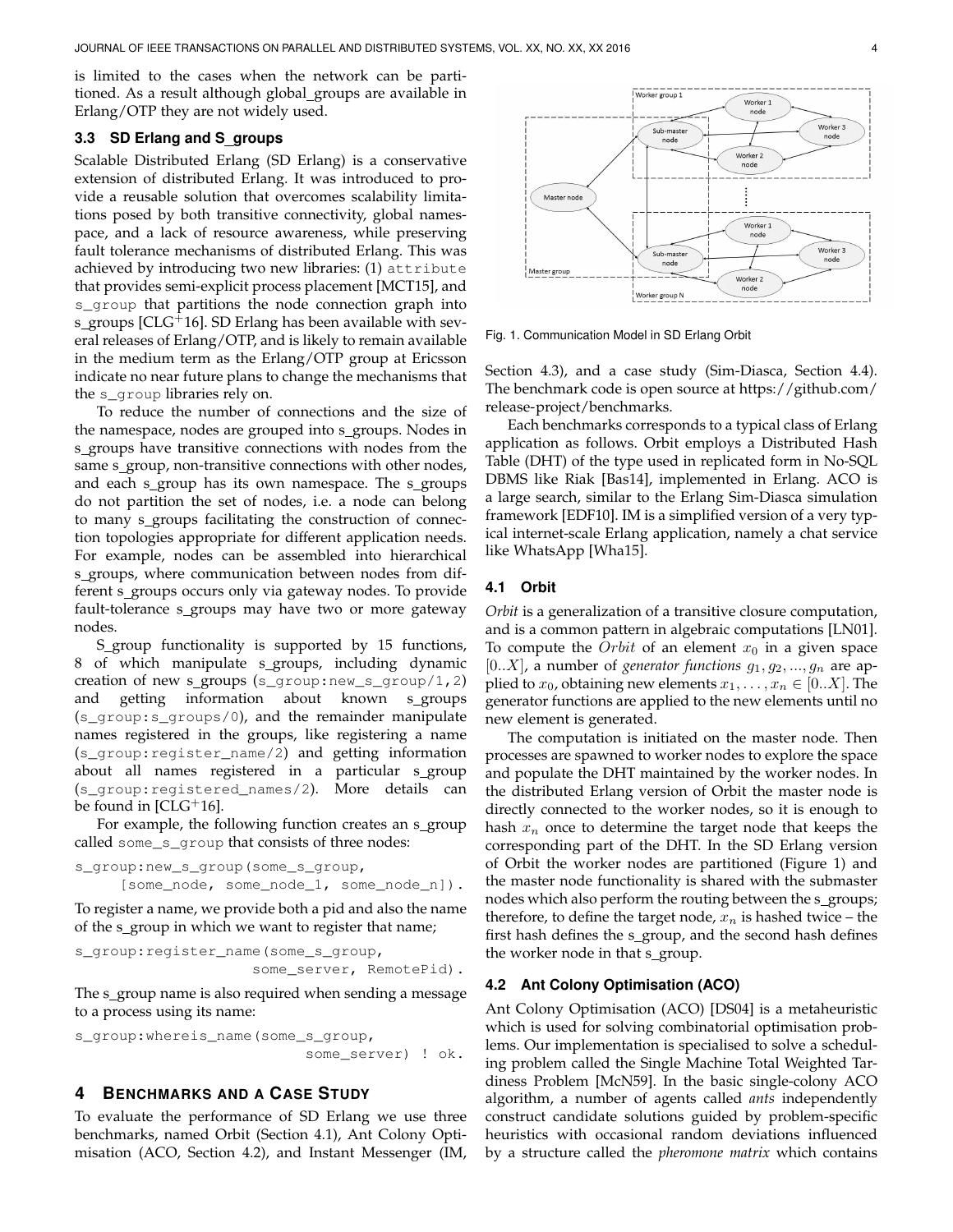is limited to the cases when the network can be partitioned. As a result although global_groups are available in Erlang/OTP they are not widely used.

### 3.3 SD Erlang and S_groups

Scalable Distributed Erlang (SD Erlang) is a conservative extension of distributed Erlang. It was introduced to provide a reusable solution that overcomes scalability limitations posed by both transitive connectivity, global namespace, and a lack of resource awareness, while preserving fault tolerance mechanisms of distributed Erlang. This was achieved by introducing two new libraries: (1) `attribute` that provides semi-explicit process placement [MCT15], and `s_group` that partitions the node connection graph into s_groups [CLG+16]. SD Erlang has been available with several releases of Erlang/OTP, and is likely to remain available in the medium term as the Erlang/OTP group at Ericsson indicate no near future plans to change the mechanisms that the `s_group` libraries rely on.

To reduce the number of connections and the size of the namespace, nodes are grouped into s_groups. Nodes in s_groups have transitive connections with nodes from the same s_group, non-transitive connections with other nodes, and each s_group has its own namespace. The s_groups do not partition the set of nodes, i.e. a node can belong to many s_groups facilitating the construction of connection topologies appropriate for different application needs. For example, nodes can be assembled into hierarchical s_groups, where communication between nodes from different s_groups occurs only via gateway nodes. To provide fault-tolerance s_groups may have two or more gateway nodes.

S_group functionality is supported by 15 functions, 8 of which manipulate s_groups, including dynamic creation of new s_groups (`s_group:new_s_group/1,2`) and getting information about known s_groups (`s_group:s_groups/0`), and the remainder manipulate names registered in the groups, like registering a name (`s_group:register_name/2`) and getting information about all names registered in a particular s_group (`s_group:registered_names/2`). More details can be found in [CLG+16].

For example, the following function creates an s_group called `some_s_group` that consists of three nodes:

```
s_group:new_s_group(some_s_group,
     [some_node, some_node_1, some_node_n]).
```

To register a name, we provide both a pid and also the name of the s_group in which we want to register that name;

```
s_group:register_name(some_s_group,
                     some_server, RemotePid).
```

The s_group name is also required when sending a message to a process using its name:

```
s_group:whereis_name(some_s_group,
                            some_server) ! ok.
```

## 4 Benchmarks and a Case Study

To evaluate the performance of SD Erlang we use three benchmarks, named Orbit (Section 4.1), Ant Colony Optimisation (ACO, Section 4.2), and Instant Messenger (IM, Section 4.3), and a case study (Sim-Diasca, Section 4.4). The benchmark code is open source at https://github.com/release-project/benchmarks.

Fig. 1. Communication Model in SD Erlang Orbit

Each benchmarks corresponds to a typical class of Erlang application as follows. Orbit employs a Distributed Hash Table (DHT) of the type used in replicated form in No-SQL DBMS like Riak [Bas14], implemented in Erlang. ACO is a large search, similar to the Erlang Sim-Diasca simulation framework [EDF10]. IM is a simplified version of a very typical internet-scale Erlang application, namely a chat service like WhatsApp [Wha15].

### 4.1 Orbit

*Orbit* is a generalization of a transitive closure computation, and is a common pattern in algebraic computations [LN01]. To compute the $Orbit$ of an element $x_0$ in a given space $[0..X]$, a number of *generator functions* $g_1, g_2, ..., g_n$ are applied to $x_0$, obtaining new elements $x_1, \ldots, x_n \in [0..X]$. The generator functions are applied to the new elements until no new element is generated.

The computation is initiated on the master node. Then processes are spawned to worker nodes to explore the space and populate the DHT maintained by the worker nodes. In the distributed Erlang version of Orbit the master node is directly connected to the worker nodes, so it is enough to hash $x_n$ once to determine the target node that keeps the corresponding part of the DHT. In the SD Erlang version of Orbit the worker nodes are partitioned (Figure 1) and the master node functionality is shared with the submaster nodes which also perform the routing between the s_groups; therefore, to define the target node, $x_n$ is hashed twice – the first hash defines the s_group, and the second hash defines the worker node in that s_group.

### 4.2 Ant Colony Optimisation (ACO)

Ant Colony Optimisation (ACO) [DS04] is a metaheuristic which is used for solving combinatorial optimisation problems. Our implementation is specialised to solve a scheduling problem called the Single Machine Total Weighted Tardiness Problem [McN59]. In the basic single-colony ACO algorithm, a number of agents called *ants* independently construct candidate solutions guided by problem-specific heuristics with occasional random deviations influenced by a structure called the *pheromone matrix* which contains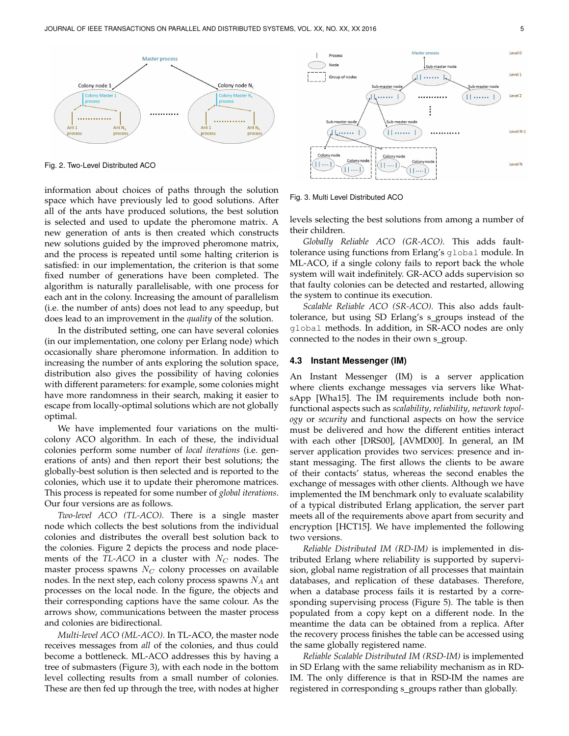Fig. 2. Two-Level Distributed ACO

information about choices of paths through the solution space which have previously led to good solutions. After all of the ants have produced solutions, the best solution is selected and used to update the pheromone matrix. A new generation of ants is then created which constructs new solutions guided by the improved pheromone matrix, and the process is repeated until some halting criterion is satisfied: in our implementation, the criterion is that some fixed number of generations have been completed. The algorithm is naturally parallelisable, with one process for each ant in the colony. Increasing the amount of parallelism (i.e. the number of ants) does not lead to any speedup, but does lead to an improvement in the *quality* of the solution.

In the distributed setting, one can have several colonies (in our implementation, one colony per Erlang node) which occasionally share pheromone information. In addition to increasing the number of ants exploring the solution space, distribution also gives the possibility of having colonies with different parameters: for example, some colonies might have more randomness in their search, making it easier to escape from locally-optimal solutions which are not globally optimal.

We have implemented four variations on the multi-colony ACO algorithm. In each of these, the individual colonies perform some number of *local iterations* (i.e. generations of ants) and then report their best solutions; the globally-best solution is then selected and is reported to the colonies, which use it to update their pheromone matrices. This process is repeated for some number of *global iterations*. Our four versions are as follows.

*Two-level ACO (TL-ACO).* There is a single master node which collects the best solutions from the individual colonies and distributes the overall best solution back to the colonies. Figure 2 depicts the process and node placements of the *TL-ACO* in a cluster with $N_C$ nodes. The master process spawns $N_C$ colony processes on available nodes. In the next step, each colony process spawns $N_A$ ant processes on the local node. In the figure, the objects and their corresponding captions have the same colour. As the arrows show, communications between the master process and colonies are bidirectional.

*Multi-level ACO (ML-ACO).* In TL-ACO, the master node receives messages from *all* of the colonies, and thus could become a bottleneck. ML-ACO addresses this by having a tree of submasters (Figure 3), with each node in the bottom level collecting results from a small number of colonies. These are then fed up through the tree, with nodes at higher levels selecting the best solutions from among a number of their children.

Fig. 3. Multi Level Distributed ACO

*Globally Reliable ACO (GR-ACO).* This adds fault-tolerance using functions from Erlang's `global` module. In ML-ACO, if a single colony fails to report back the whole system will wait indefinitely. GR-ACO adds supervision so that faulty colonies can be detected and restarted, allowing the system to continue its execution.

*Scalable Reliable ACO (SR-ACO).* This also adds fault-tolerance, but using SD Erlang's s_groups instead of the `global` methods. In addition, in SR-ACO nodes are only connected to the nodes in their own s_group.

### 4.3 Instant Messenger (IM)

An Instant Messenger (IM) is a server application where clients exchange messages via servers like WhatsApp [Wha15]. The IM requirements include both non-functional aspects such as *scalability*, *reliability*, *network topology* or *security* and functional aspects on how the service must be delivered and how the different entities interact with each other [DRS00], [AVMD00]. In general, an IM server application provides two services: presence and instant messaging. The first allows the clients to be aware of their contacts' status, whereas the second enables the exchange of messages with other clients. Although we have implemented the IM benchmark only to evaluate scalability of a typical distributed Erlang application, the server part meets all of the requirements above apart from security and encryption [HCT15]. We have implemented the following two versions.

*Reliable Distributed IM (RD-IM)* is implemented in distributed Erlang where reliability is supported by supervision, global name registration of all processes that maintain databases, and replication of these databases. Therefore, when a database process fails it is restarted by a corresponding supervising process (Figure 5). The table is then populated from a copy kept on a different node. In the meantime the data can be obtained from a replica. After the recovery process finishes the table can be accessed using the same globally registered name.

*Reliable Scalable Distributed IM (RSD-IM)* is implemented in SD Erlang with the same reliability mechanism as in RD-IM. The only difference is that in RSD-IM the names are registered in corresponding s_groups rather than globally.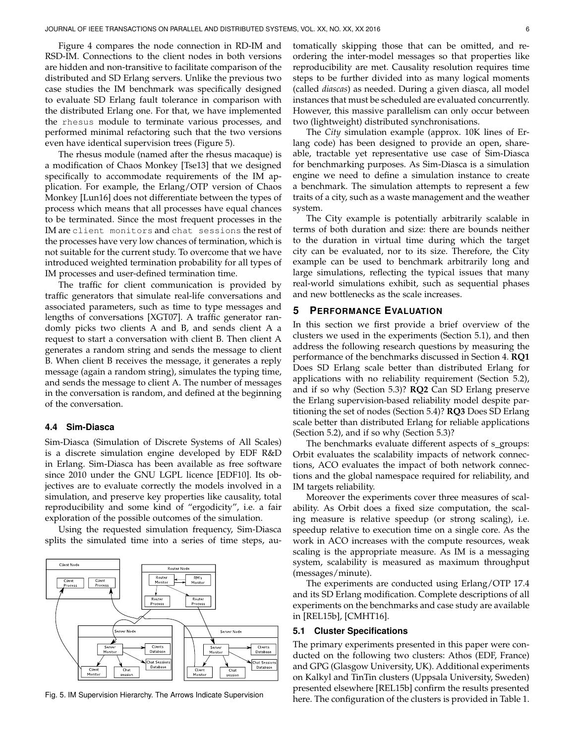Figure 4 compares the node connection in RD-IM and RSD-IM. Connections to the client nodes in both versions are hidden and non-transitive to facilitate comparison of the distributed and SD Erlang servers. Unlike the previous two case studies the IM benchmark was specifically designed to evaluate SD Erlang fault tolerance in comparison with the distributed Erlang one. For that, we have implemented the `rhesus` module to terminate various processes, and performed minimal refactoring such that the two versions even have identical supervision trees (Figure 5).

The rhesus module (named after the rhesus macaque) is a modification of Chaos Monkey [Tse13] that we designed specifically to accommodate requirements of the IM application. For example, the Erlang/OTP version of Chaos Monkey [Lun16] does not differentiate between the types of process which means that all processes have equal chances to be terminated. Since the most frequent processes in the IM are `client monitors` and `chat sessions` the rest of the processes have very low chances of termination, which is not suitable for the current study. To overcome that we have introduced weighted termination probability for all types of IM processes and user-defined termination time.

The traffic for client communication is provided by traffic generators that simulate real-life conversations and associated parameters, such as time to type messages and lengths of conversations [XGT07]. A traffic generator randomly picks two clients A and B, and sends client A a request to start a conversation with client B. Then client A generates a random string and sends the message to client B. When client B receives the message, it generates a reply message (again a random string), simulates the typing time, and sends the message to client A. The number of messages in the conversation is random, and defined at the beginning of the conversation.

### 4.4 Sim-Diasca

Sim-Diasca (Simulation of Discrete Systems of All Scales) is a discrete simulation engine developed by EDF R&D in Erlang. Sim-Diasca has been available as free software since 2010 under the GNU LGPL licence [EDF10]. Its objectives are to evaluate correctly the models involved in a simulation, and preserve key properties like causality, total reproducibility and some kind of "ergodicity", i.e. a fair exploration of the possible outcomes of the simulation.

Using the requested simulation frequency, Sim-Diasca splits the simulated time into a series of time steps, automatically skipping those that can be omitted, and re-ordering the inter-model messages so that properties like reproducibility are met. Causality resolution requires time steps to be further divided into as many logical moments (called *diascas*) as needed. During a given diasca, all model instances that must be scheduled are evaluated concurrently. However, this massive parallelism can only occur between two (lightweight) distributed synchronisations.

Fig. 5. IM Supervision Hierarchy. The Arrows Indicate Supervision

The *City* simulation example (approx. 10K lines of Erlang code) has been designed to provide an open, shareable, tractable yet representative use case of Sim-Diasca for benchmarking purposes. As Sim-Diasca is a simulation engine we need to define a simulation instance to create a benchmark. The simulation attempts to represent a few traits of a city, such as a waste management and the weather system.

The City example is potentially arbitrarily scalable in terms of both duration and size: there are bounds neither to the duration in virtual time during which the target city can be evaluated, nor to its size. Therefore, the City example can be used to benchmark arbitrarily long and large simulations, reflecting the typical issues that many real-world simulations exhibit, such as sequential phases and new bottlenecks as the scale increases.

## 5 Performance Evaluation

In this section we first provide a brief overview of the clusters we used in the experiments (Section 5.1), and then address the following research questions by measuring the performance of the benchmarks discussed in Section 4. **RQ1** Does SD Erlang scale better than distributed Erlang for applications with no reliability requirement (Section 5.2), and if so why (Section 5.3)? **RQ2** Can SD Erlang preserve the Erlang supervision-based reliability model despite partitioning the set of nodes (Section 5.4)? **RQ3** Does SD Erlang scale better than distributed Erlang for reliable applications (Section 5.2), and if so why (Section 5.3)?

The benchmarks evaluate different aspects of s_groups: Orbit evaluates the scalability impacts of network connections, ACO evaluates the impact of both network connections and the global namespace required for reliability, and IM targets reliability.

Moreover the experiments cover three measures of scalability. As Orbit does a fixed size computation, the scaling measure is relative speedup (or strong scaling), i.e. speedup relative to execution time on a single core. As the work in ACO increases with the compute resources, weak scaling is the appropriate measure. As IM is a messaging system, scalability is measured as maximum throughput (messages/minute).

The experiments are conducted using Erlang/OTP 17.4 and its SD Erlang modification. Complete descriptions of all experiments on the benchmarks and case study are available in [REL15b], [CMHT16].

### 5.1 Cluster Specifications

The primary experiments presented in this paper were conducted on the following two clusters: Athos (EDF, France) and GPG (Glasgow University, UK). Additional experiments on Kalkyl and TinTin clusters (Uppsala University, Sweden) presented elsewhere [REL15b] confirm the results presented here. The configuration of the clusters is provided in Table 1.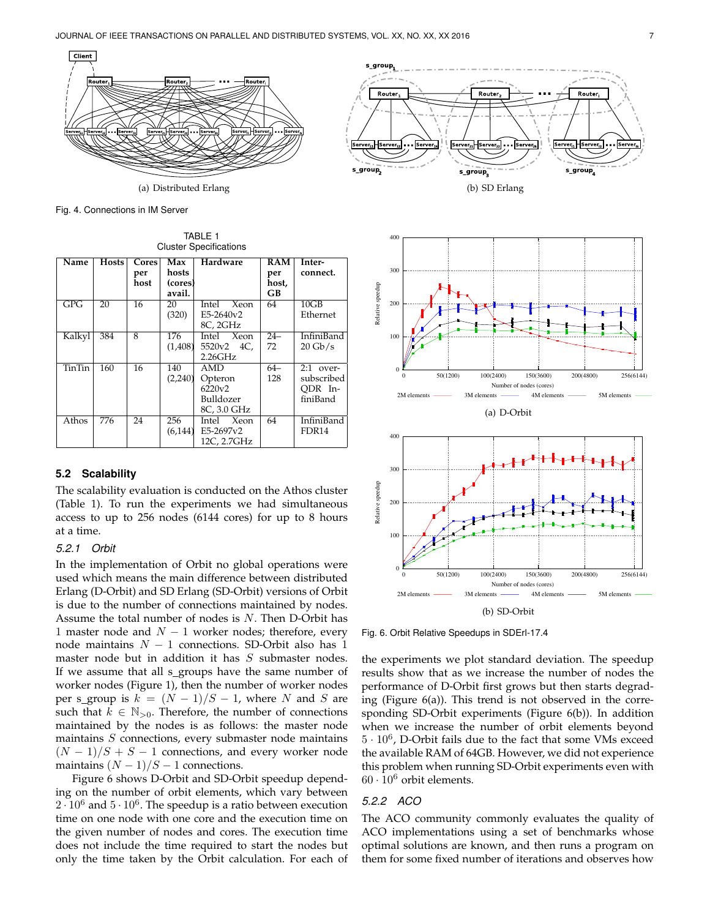(a) Distributed Erlang

(b) SD Erlang

Fig. 4. Connections in IM Server

TABLE 1
Cluster Specifications

| Name | Hosts | Cores per host | Max hosts (cores) avail. | Hardware | RAM per host, GB | Inter-connect. |
|---|---|---|---|---|---|---|
| GPG | 20 | 16 | 20 (320) | Intel Xeon E5-2640v2 8C, 2GHz | 64 | 10GB Ethernet |
| Kalkyl | 384 | 8 | 176 (1,408) | Intel Xeon 5520v2 4C, 2.26GHz | 24–72 | InfiniBand 20 Gb/s |
| TinTin | 160 | 16 | 140 (2,240) | AMD Opteron 6220v2 Bulldozer 8C, 3.0 GHz | 64–128 | 2:1 oversubscribed QDR InfiniBand |
| Athos | 776 | 24 | 256 (6,144) | Intel Xeon E5-2697v2 12C, 2.7GHz | 64 | InfiniBand FDR14 |

## 5.2 Scalability

The scalability evaluation is conducted on the Athos cluster (Table 1). To run the experiments we had simultaneous access to up to 256 nodes (6144 cores) for up to 8 hours at a time.

### *5.2.1 Orbit*

In the implementation of Orbit no global operations were used which means the main difference between distributed Erlang (D-Orbit) and SD Erlang (SD-Orbit) versions of Orbit is due to the number of connections maintained by nodes. Assume the total number of nodes is $N$. Then D-Orbit has 1 master node and $N-1$ worker nodes; therefore, every node maintains $N-1$ connections. SD-Orbit also has 1 master node but in addition it has $S$ submaster nodes. If we assume that all s_groups have the same number of worker nodes (Figure 1), then the number of worker nodes per s_group is $k = (N-1)/S - 1$, where $N$ and $S$ are such that $k \in \mathbb{N}_{>0}$. Therefore, the number of connections maintained by the nodes is as follows: the master node maintains $S$ connections, every submaster node maintains $(N-1)/S + S - 1$ connections, and every worker node maintains $(N-1)/S - 1$ connections.

Figure 6 shows D-Orbit and SD-Orbit speedup depending on the number of orbit elements, which vary between $2 \cdot 10^6$ and $5 \cdot 10^6$. The speedup is a ratio between execution time on one node with one core and the execution time on the given number of nodes and cores. The execution time does not include the time required to start the nodes but only the time taken by the Orbit calculation. For each of the experiments we plot standard deviation. The speedup results show that as we increase the number of nodes the performance of D-Orbit first grows but then starts degrading (Figure 6(a)). This trend is not observed in the corresponding SD-Orbit experiments (Figure 6(b)). In addition when we increase the number of orbit elements beyond $5 \cdot 10^6$, D-Orbit fails due to the fact that some VMs exceed the available RAM of 64GB. However, we did not experience this problem when running SD-Orbit experiments even with $60 \cdot 10^6$ orbit elements.

(a) D-Orbit

(b) SD-Orbit

Fig. 6. Orbit Relative Speedups in SDErl-17.4

### *5.2.2 ACO*

The ACO community commonly evaluates the quality of ACO implementations using a set of benchmarks whose optimal solutions are known, and then runs a program on them for some fixed number of iterations and observes how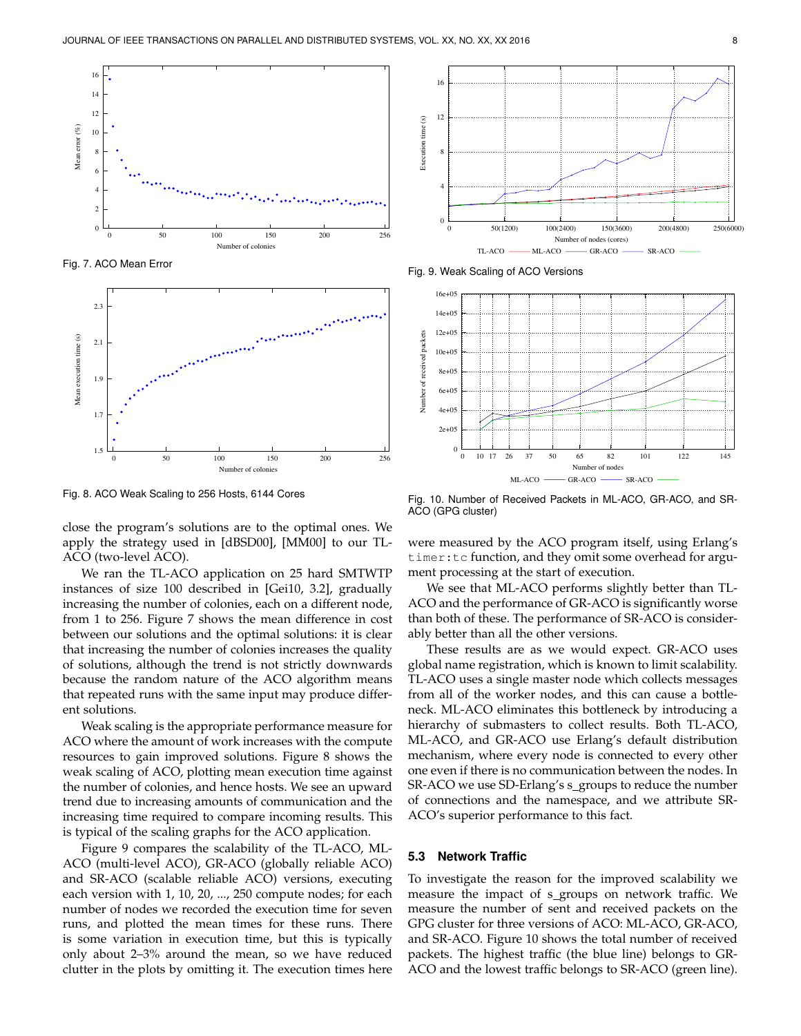Fig. 7. ACO Mean Error

Fig. 8. ACO Weak Scaling to 256 Hosts, 6144 Cores

Fig. 9. Weak Scaling of ACO Versions

Fig. 10. Number of Received Packets in ML-ACO, GR-ACO, and SR-ACO (GPG cluster)

close the program's solutions are to the optimal ones. We apply the strategy used in [dBSD00], [MM00] to our TL-ACO (two-level ACO).

We ran the TL-ACO application on 25 hard SMTWTP instances of size 100 described in [Gei10, 3.2], gradually increasing the number of colonies, each on a different node, from 1 to 256. Figure 7 shows the mean difference in cost between our solutions and the optimal solutions: it is clear that increasing the number of colonies increases the quality of solutions, although the trend is not strictly downwards because the random nature of the ACO algorithm means that repeated runs with the same input may produce different solutions.

Weak scaling is the appropriate performance measure for ACO where the amount of work increases with the compute resources to gain improved solutions. Figure 8 shows the weak scaling of ACO, plotting mean execution time against the number of colonies, and hence hosts. We see an upward trend due to increasing amounts of communication and the increasing time required to compare incoming results. This is typical of the scaling graphs for the ACO application.

Figure 9 compares the scalability of the TL-ACO, ML-ACO (multi-level ACO), GR-ACO (globally reliable ACO) and SR-ACO (scalable reliable ACO) versions, executing each version with 1, 10, 20, ..., 250 compute nodes; for each number of nodes we recorded the execution time for seven runs, and plotted the mean times for these runs. There is some variation in execution time, but this is typically only about 2–3% around the mean, so we have reduced clutter in the plots by omitting it. The execution times here were measured by the ACO program itself, using Erlang's `timer:tc` function, and they omit some overhead for argument processing at the start of execution.

We see that ML-ACO performs slightly better than TL-ACO and the performance of GR-ACO is significantly worse than both of these. The performance of SR-ACO is considerably better than all the other versions.

These results are as we would expect. GR-ACO uses global name registration, which is known to limit scalability. TL-ACO uses a single master node which collects messages from all of the worker nodes, and this can cause a bottleneck. ML-ACO eliminates this bottleneck by introducing a hierarchy of submasters to collect results. Both TL-ACO, ML-ACO, and GR-ACO use Erlang's default distribution mechanism, where every node is connected to every other one even if there is no communication between the nodes. In SR-ACO we use SD-Erlang's s_groups to reduce the number of connections and the namespace, and we attribute SR-ACO's superior performance to this fact.

### 5.3 Network Traffic

To investigate the reason for the improved scalability we measure the impact of s_groups on network traffic. We measure the number of sent and received packets on the GPG cluster for three versions of ACO: ML-ACO, GR-ACO, and SR-ACO. Figure 10 shows the total number of received packets. The highest traffic (the blue line) belongs to GR-ACO and the lowest traffic belongs to SR-ACO (green line).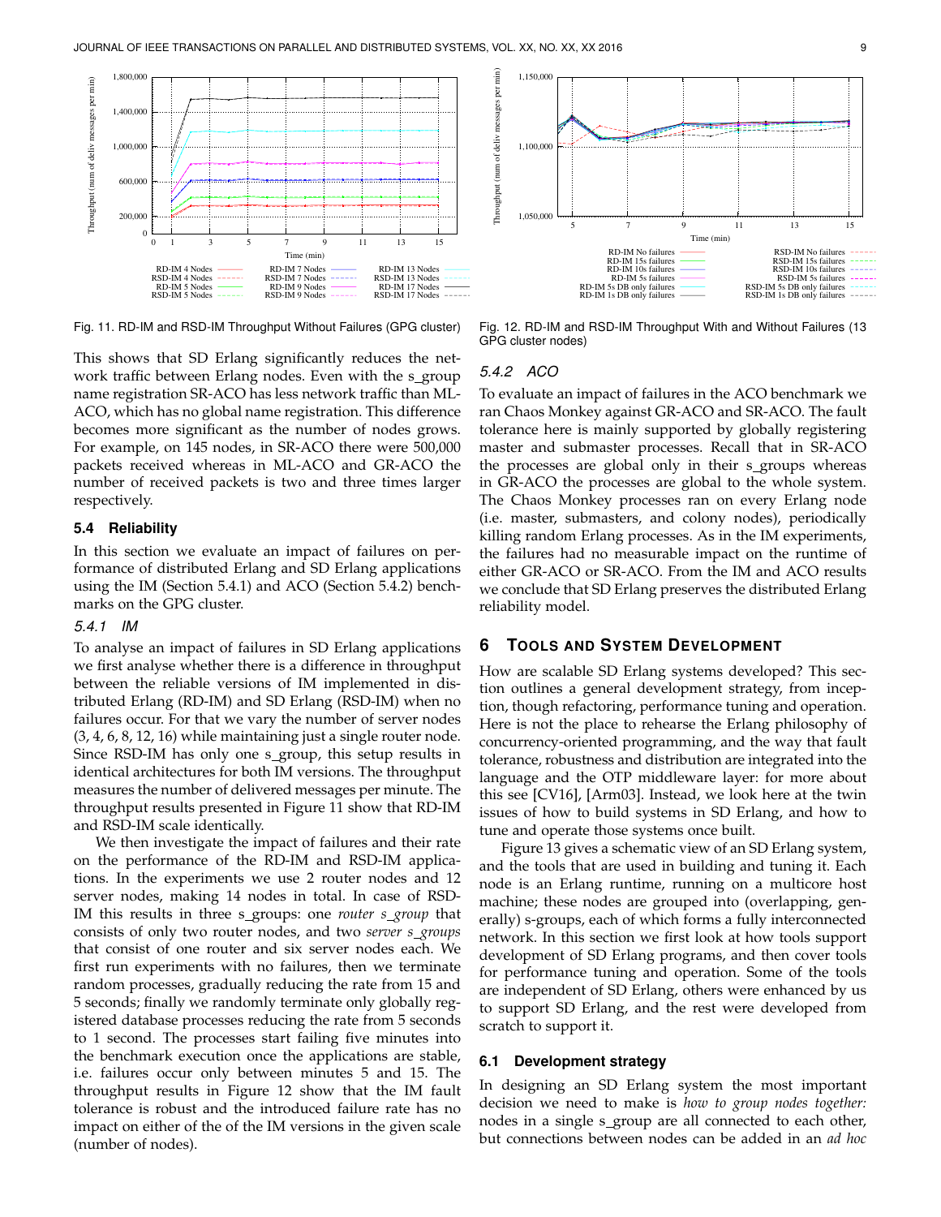Fig. 11. RD-IM and RSD-IM Throughput Without Failures (GPG cluster)

Fig. 12. RD-IM and RSD-IM Throughput With and Without Failures (13 GPG cluster nodes)

This shows that SD Erlang significantly reduces the network traffic between Erlang nodes. Even with the s_group name registration SR-ACO has less network traffic than ML-ACO, which has no global name registration. This difference becomes more significant as the number of nodes grows. For example, on 145 nodes, in SR-ACO there were 500,000 packets received whereas in ML-ACO and GR-ACO the number of received packets is two and three times larger respectively.

### 5.4 Reliability

In this section we evaluate an impact of failures on performance of distributed Erlang and SD Erlang applications using the IM (Section 5.4.1) and ACO (Section 5.4.2) benchmarks on the GPG cluster.

#### 5.4.1 IM

To analyse an impact of failures in SD Erlang applications we first analyse whether there is a difference in throughput between the reliable versions of IM implemented in distributed Erlang (RD-IM) and SD Erlang (RSD-IM) when no failures occur. For that we vary the number of server nodes (3, 4, 6, 8, 12, 16) while maintaining just a single router node. Since RSD-IM has only one s_group, this setup results in identical architectures for both IM versions. The throughput measures the number of delivered messages per minute. The throughput results presented in Figure 11 show that RD-IM and RSD-IM scale identically.

We then investigate the impact of failures and their rate on the performance of the RD-IM and RSD-IM applications. In the experiments we use 2 router nodes and 12 server nodes, making 14 nodes in total. In case of RSD-IM this results in three s_groups: one *router s_group* that consists of only two router nodes, and two *server s_groups* that consist of one router and six server nodes each. We first run experiments with no failures, then we terminate random processes, gradually reducing the rate from 15 and 5 seconds; finally we randomly terminate only globally registered database processes reducing the rate from 5 seconds to 1 second. The processes start failing five minutes into the benchmark execution once the applications are stable, i.e. failures occur only between minutes 5 and 15. The throughput results in Figure 12 show that the IM fault tolerance is robust and the introduced failure rate has no impact on either of the of the IM versions in the given scale (number of nodes).

#### 5.4.2 ACO

To evaluate an impact of failures in the ACO benchmark we ran Chaos Monkey against GR-ACO and SR-ACO. The fault tolerance here is mainly supported by globally registering master and submaster processes. Recall that in SR-ACO the processes are global only in their s_groups whereas in GR-ACO the processes are global to the whole system. The Chaos Monkey processes ran on every Erlang node (i.e. master, submasters, and colony nodes), periodically killing random Erlang processes. As in the IM experiments, the failures had no measurable impact on the runtime of either GR-ACO or SR-ACO. From the IM and ACO results we conclude that SD Erlang preserves the distributed Erlang reliability model.

## 6 Tools and System Development

How are scalable SD Erlang systems developed? This section outlines a general development strategy, from inception, though refactoring, performance tuning and operation. Here is not the place to rehearse the Erlang philosophy of concurrency-oriented programming, and the way that fault tolerance, robustness and distribution are integrated into the language and the OTP middleware layer: for more about this see [CV16], [Arm03]. Instead, we look here at the twin issues of how to build systems in SD Erlang, and how to tune and operate those systems once built.

Figure 13 gives a schematic view of an SD Erlang system, and the tools that are used in building and tuning it. Each node is an Erlang runtime, running on a multicore host machine; these nodes are grouped into (overlapping, generally) s-groups, each of which forms a fully interconnected network. In this section we first look at how tools support development of SD Erlang programs, and then cover tools for performance tuning and operation. Some of the tools are independent of SD Erlang, others were enhanced by us to support SD Erlang, and the rest were developed from scratch to support it.

### 6.1 Development strategy

In designing an SD Erlang system the most important decision we need to make is *how to group nodes together:* nodes in a single s_group are all connected to each other, but connections between nodes can be added in an *ad hoc*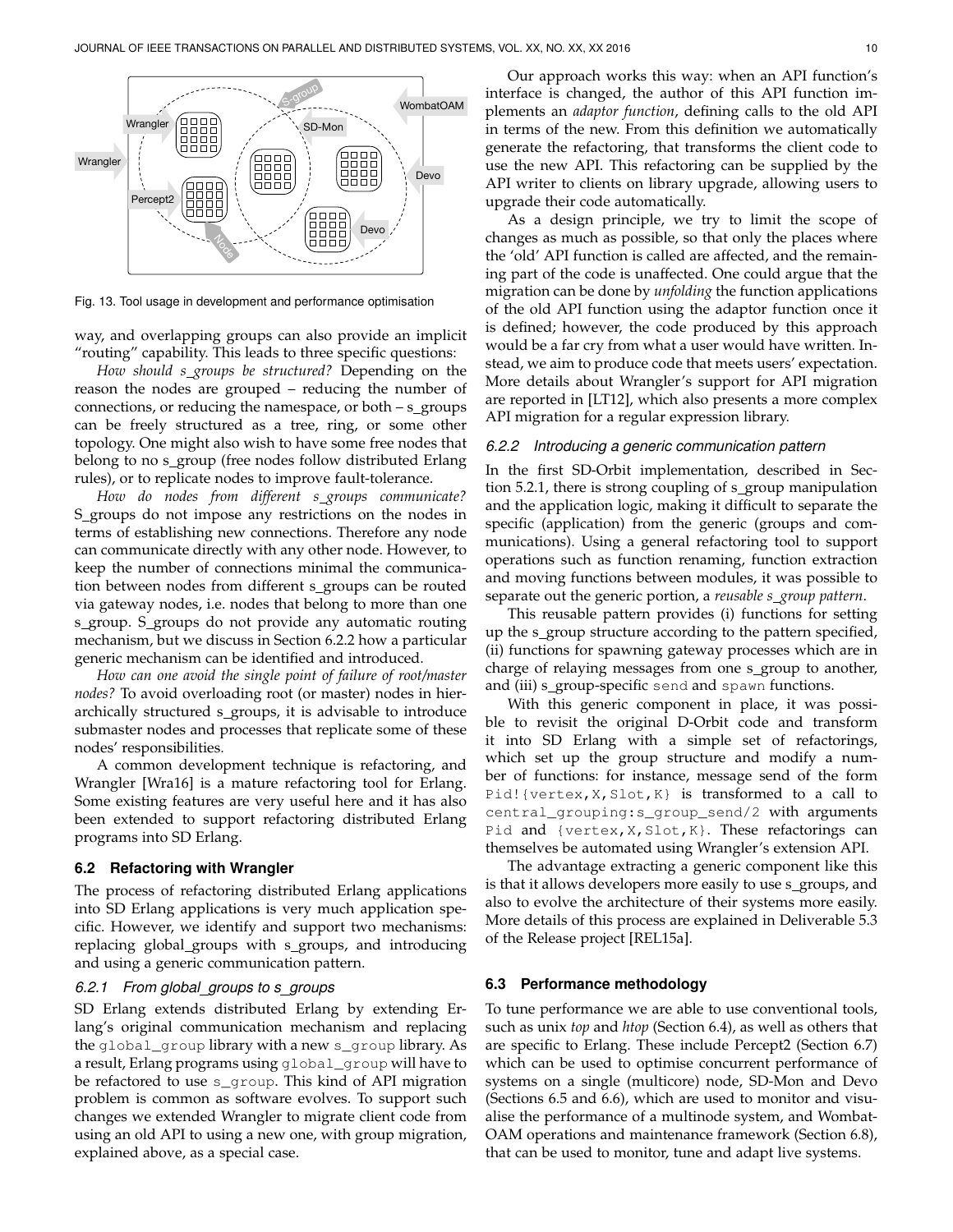Fig. 13. Tool usage in development and performance optimisation

way, and overlapping groups can also provide an implicit "routing" capability. This leads to three specific questions:

*How should s_groups be structured?* Depending on the reason the nodes are grouped – reducing the number of connections, or reducing the namespace, or both – s_groups can be freely structured as a tree, ring, or some other topology. One might also wish to have some free nodes that belong to no s_group (free nodes follow distributed Erlang rules), or to replicate nodes to improve fault-tolerance.

*How do nodes from different s_groups communicate?* S_groups do not impose any restrictions on the nodes in terms of establishing new connections. Therefore any node can communicate directly with any other node. However, to keep the number of connections minimal the communication between nodes from different s_groups can be routed via gateway nodes, i.e. nodes that belong to more than one s_group. S_groups do not provide any automatic routing mechanism, but we discuss in Section 6.2.2 how a particular generic mechanism can be identified and introduced.

*How can one avoid the single point of failure of root/master nodes?* To avoid overloading root (or master) nodes in hierarchically structured s_groups, it is advisable to introduce submaster nodes and processes that replicate some of these nodes' responsibilities.

A common development technique is refactoring, and Wrangler [Wra16] is a mature refactoring tool for Erlang. Some existing features are very useful here and it has also been extended to support refactoring distributed Erlang programs into SD Erlang.

### 6.2 Refactoring with Wrangler

The process of refactoring distributed Erlang applications into SD Erlang applications is very much application specific. However, we identify and support two mechanisms: replacing global_groups with s_groups, and introducing and using a generic communication pattern.

#### 6.2.1 From global_groups to s_groups

SD Erlang extends distributed Erlang by extending Erlang's original communication mechanism and replacing the `global_group` library with a new `s_group` library. As a result, Erlang programs using `global_group` will have to be refactored to use `s_group`. This kind of API migration problem is common as software evolves. To support such changes we extended Wrangler to migrate client code from using an old API to using a new one, with group migration, explained above, as a special case.

Our approach works this way: when an API function's interface is changed, the author of this API function implements an *adaptor function*, defining calls to the old API in terms of the new. From this definition we automatically generate the refactoring, that transforms the client code to use the new API. This refactoring can be supplied by the API writer to clients on library upgrade, allowing users to upgrade their code automatically.

As a design principle, we try to limit the scope of changes as much as possible, so that only the places where the 'old' API function is called are affected, and the remaining part of the code is unaffected. One could argue that the migration can be done by *unfolding* the function applications of the old API function using the adaptor function once it is defined; however, the code produced by this approach would be a far cry from what a user would have written. Instead, we aim to produce code that meets users' expectation. More details about Wrangler's support for API migration are reported in [LT12], which also presents a more complex API migration for a regular expression library.

#### 6.2.2 Introducing a generic communication pattern

In the first SD-Orbit implementation, described in Section 5.2.1, there is strong coupling of s_group manipulation and the application logic, making it difficult to separate the specific (application) from the generic (groups and communications). Using a general refactoring tool to support operations such as function renaming, function extraction and moving functions between modules, it was possible to separate out the generic portion, a *reusable s_group pattern*.

This reusable pattern provides (i) functions for setting up the s_group structure according to the pattern specified, (ii) functions for spawning gateway processes which are in charge of relaying messages from one s_group to another, and (iii) s_group-specific `send` and `spawn` functions.

With this generic component in place, it was possible to revisit the original D-Orbit code and transform it into SD Erlang with a simple set of refactorings, which set up the group structure and modify a number of functions: for instance, message send of the form `Pid!{vertex,X,Slot,K}` is transformed to a call to `central_grouping:s_group_send/2` with arguments `Pid` and `{vertex,X,Slot,K}`. These refactorings can themselves be automated using Wrangler's extension API.

The advantage extracting a generic component like this is that it allows developers more easily to use s_groups, and also to evolve the architecture of their systems more easily. More details of this process are explained in Deliverable 5.3 of the Release project [REL15a].

### 6.3 Performance methodology

To tune performance we are able to use conventional tools, such as unix *top* and *htop* (Section 6.4), as well as others that are specific to Erlang. These include Percept2 (Section 6.7) which can be used to optimise concurrent performance of systems on a single (multicore) node, SD-Mon and Devo (Sections 6.5 and 6.6), which are used to monitor and visualise the performance of a multinode system, and WombatOAM operations and maintenance framework (Section 6.8), that can be used to monitor, tune and adapt live systems.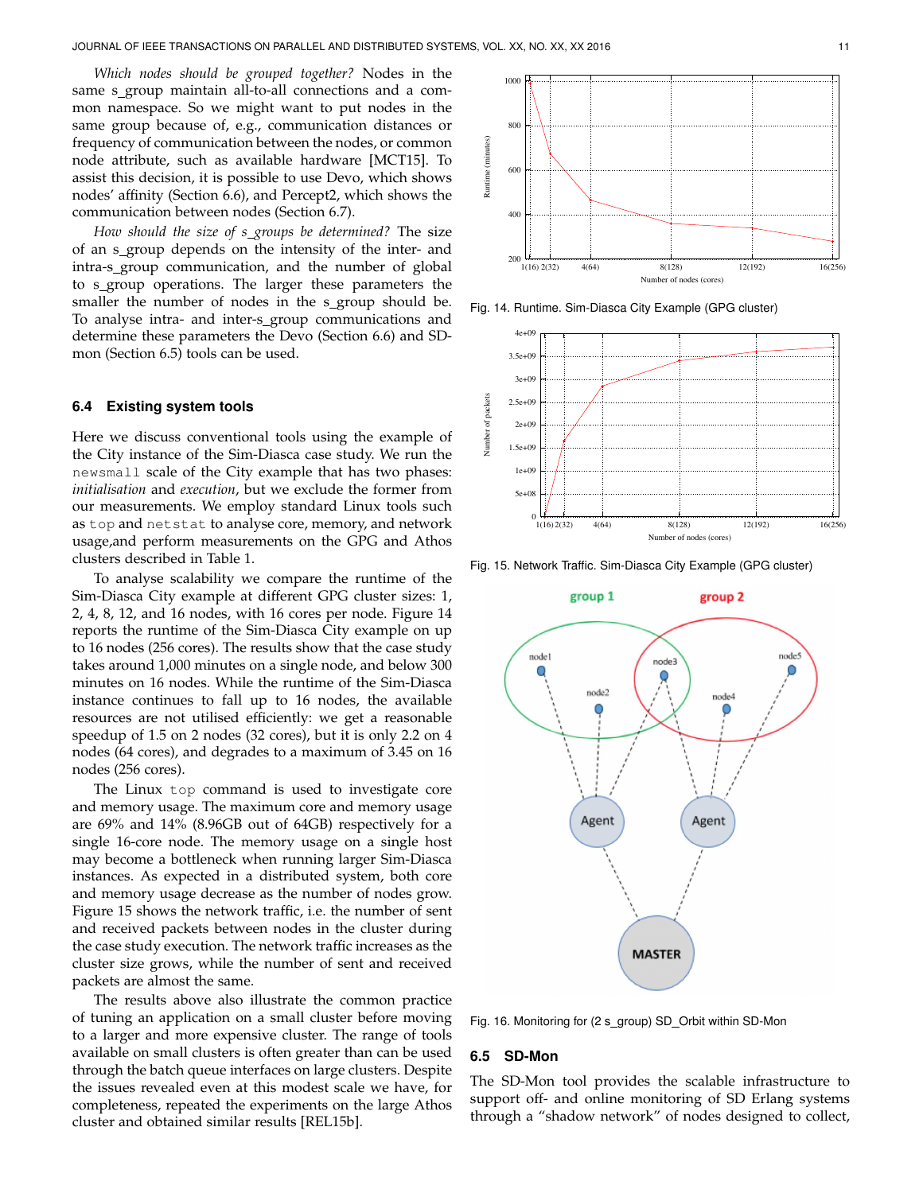*Which nodes should be grouped together?* Nodes in the same s_group maintain all-to-all connections and a common namespace. So we might want to put nodes in the same group because of, e.g., communication distances or frequency of communication between the nodes, or common node attribute, such as available hardware [MCT15]. To assist this decision, it is possible to use Devo, which shows nodes' affinity (Section 6.6), and Percept2, which shows the communication between nodes (Section 6.7).

*How should the size of s_groups be determined?* The size of an s_group depends on the intensity of the inter- and intra-s_group communication, and the number of global to s_group operations. The larger these parameters the smaller the number of nodes in the s_group should be. To analyse intra- and inter-s_group communications and determine these parameters the Devo (Section 6.6) and SD-mon (Section 6.5) tools can be used.

### 6.4 Existing system tools

Here we discuss conventional tools using the example of the City instance of the Sim-Diasca case study. We run the `newsmall` scale of the City example that has two phases: *initialisation* and *execution*, but we exclude the former from our measurements. We employ standard Linux tools such as `top` and `netstat` to analyse core, memory, and network usage,and perform measurements on the GPG and Athos clusters described in Table 1.

To analyse scalability we compare the runtime of the Sim-Diasca City example at different GPG cluster sizes: 1, 2, 4, 8, 12, and 16 nodes, with 16 cores per node. Figure 14 reports the runtime of the Sim-Diasca City example on up to 16 nodes (256 cores). The results show that the case study takes around 1,000 minutes on a single node, and below 300 minutes on 16 nodes. While the runtime of the Sim-Diasca instance continues to fall up to 16 nodes, the available resources are not utilised efficiently: we get a reasonable speedup of 1.5 on 2 nodes (32 cores), but it is only 2.2 on 4 nodes (64 cores), and degrades to a maximum of 3.45 on 16 nodes (256 cores).

The Linux `top` command is used to investigate core and memory usage. The maximum core and memory usage are 69% and 14% (8.96GB out of 64GB) respectively for a single 16-core node. The memory usage on a single host may become a bottleneck when running larger Sim-Diasca instances. As expected in a distributed system, both core and memory usage decrease as the number of nodes grow. Figure 15 shows the network traffic, i.e. the number of sent and received packets between nodes in the cluster during the case study execution. The network traffic increases as the cluster size grows, while the number of sent and received packets are almost the same.

The results above also illustrate the common practice of tuning an application on a small cluster before moving to a larger and more expensive cluster. The range of tools available on small clusters is often greater than can be used through the batch queue interfaces on large clusters. Despite the issues revealed even at this modest scale we have, for completeness, repeated the experiments on the large Athos cluster and obtained similar results [REL15b].

Fig. 14. Runtime. Sim-Diasca City Example (GPG cluster)

Fig. 15. Network Traffic. Sim-Diasca City Example (GPG cluster)

Fig. 16. Monitoring for (2 s_group) SD_Orbit within SD-Mon

### 6.5 SD-Mon

The SD-Mon tool provides the scalable infrastructure to support off- and online monitoring of SD Erlang systems through a "shadow network" of nodes designed to collect,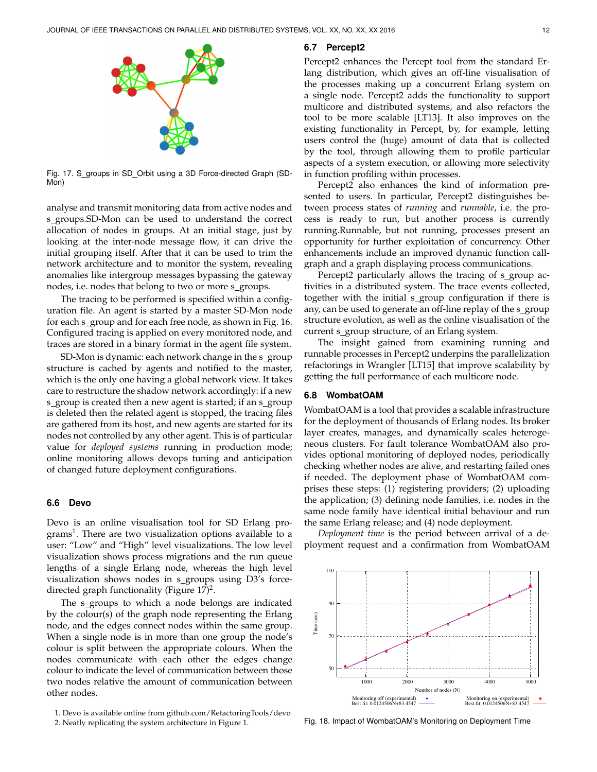Fig. 17. S_groups in SD_Orbit using a 3D Force-directed Graph (SD-Mon)

analyse and transmit monitoring data from active nodes and s_groups.SD-Mon can be used to understand the correct allocation of nodes in groups. At an initial stage, just by looking at the inter-node message flow, it can drive the initial grouping itself. After that it can be used to trim the network architecture and to monitor the system, revealing anomalies like intergroup messages bypassing the gateway nodes, i.e. nodes that belong to two or more s_groups.

The tracing to be performed is specified within a configuration file. An agent is started by a master SD-Mon node for each s_group and for each free node, as shown in Fig. 16. Configured tracing is applied on every monitored node, and traces are stored in a binary format in the agent file system.

SD-Mon is dynamic: each network change in the s_group structure is cached by agents and notified to the master, which is the only one having a global network view. It takes care to restructure the shadow network accordingly: if a new s_group is created then a new agent is started; if an s_group is deleted then the related agent is stopped, the tracing files are gathered from its host, and new agents are started for its nodes not controlled by any other agent. This is of particular value for *deployed systems* running in production mode; online monitoring allows devops tuning and anticipation of changed future deployment configurations.

### 6.6 Devo

Devo is an online visualisation tool for SD Erlang programs[1]. There are two visualization options available to a user: "Low" and "High" level visualizations. The low level visualization shows process migrations and the run queue lengths of a single Erlang node, whereas the high level visualization shows nodes in s_groups using D3's force-directed graph functionality (Figure 17)[2].

The s_groups to which a node belongs are indicated by the colour(s) of the graph node representing the Erlang node, and the edges connect nodes within the same group. When a single node is in more than one group the node's colour is split between the appropriate colours. When the nodes communicate with each other the edges change colour to indicate the level of communication between those two nodes relative the amount of communication between other nodes.

1. Devo is available online from github.com/RefactoringTools/devo
2. Neatly replicating the system architecture in Figure 1.

### 6.7 Percept2

Percept2 enhances the Percept tool from the standard Erlang distribution, which gives an off-line visualisation of the processes making up a concurrent Erlang system on a single node. Percept2 adds the functionality to support multicore and distributed systems, and also refactors the tool to be more scalable [LT13]. It also improves on the existing functionality in Percept, by, for example, letting users control the (huge) amount of data that is collected by the tool, through allowing them to profile particular aspects of a system execution, or allowing more selectivity in function profiling within processes.

Percept2 also enhances the kind of information presented to users. In particular, Percept2 distinguishes between process states of *running* and *runnable*, i.e. the process is ready to run, but another process is currently running.Runnable, but not running, processes present an opportunity for further exploitation of concurrency. Other enhancements include an improved dynamic function call-graph and a graph displaying process communications.

Percept2 particularly allows the tracing of s_group activities in a distributed system. The trace events collected, together with the initial s_group configuration if there is any, can be used to generate an off-line replay of the s_group structure evolution, as well as the online visualisation of the current s_group structure, of an Erlang system.

The insight gained from examining running and runnable processes in Percept2 underpins the parallelization refactorings in Wrangler [LT15] that improve scalability by getting the full performance of each multicore node.

### 6.8 WombatOAM

WombatOAM is a tool that provides a scalable infrastructure for the deployment of thousands of Erlang nodes. Its broker layer creates, manages, and dynamically scales heterogeneous clusters. For fault tolerance WombatOAM also provides optional monitoring of deployed nodes, periodically checking whether nodes are alive, and restarting failed ones if needed. The deployment phase of WombatOAM comprises these steps: (1) registering providers; (2) uploading the application; (3) defining node families, i.e. nodes in the same node family have identical initial behaviour and run the same Erlang release; and (4) node deployment.

*Deployment time* is the period between arrival of a deployment request and a confirmation from WombatOAM

Fig. 18. Impact of WombatOAM's Monitoring on Deployment Time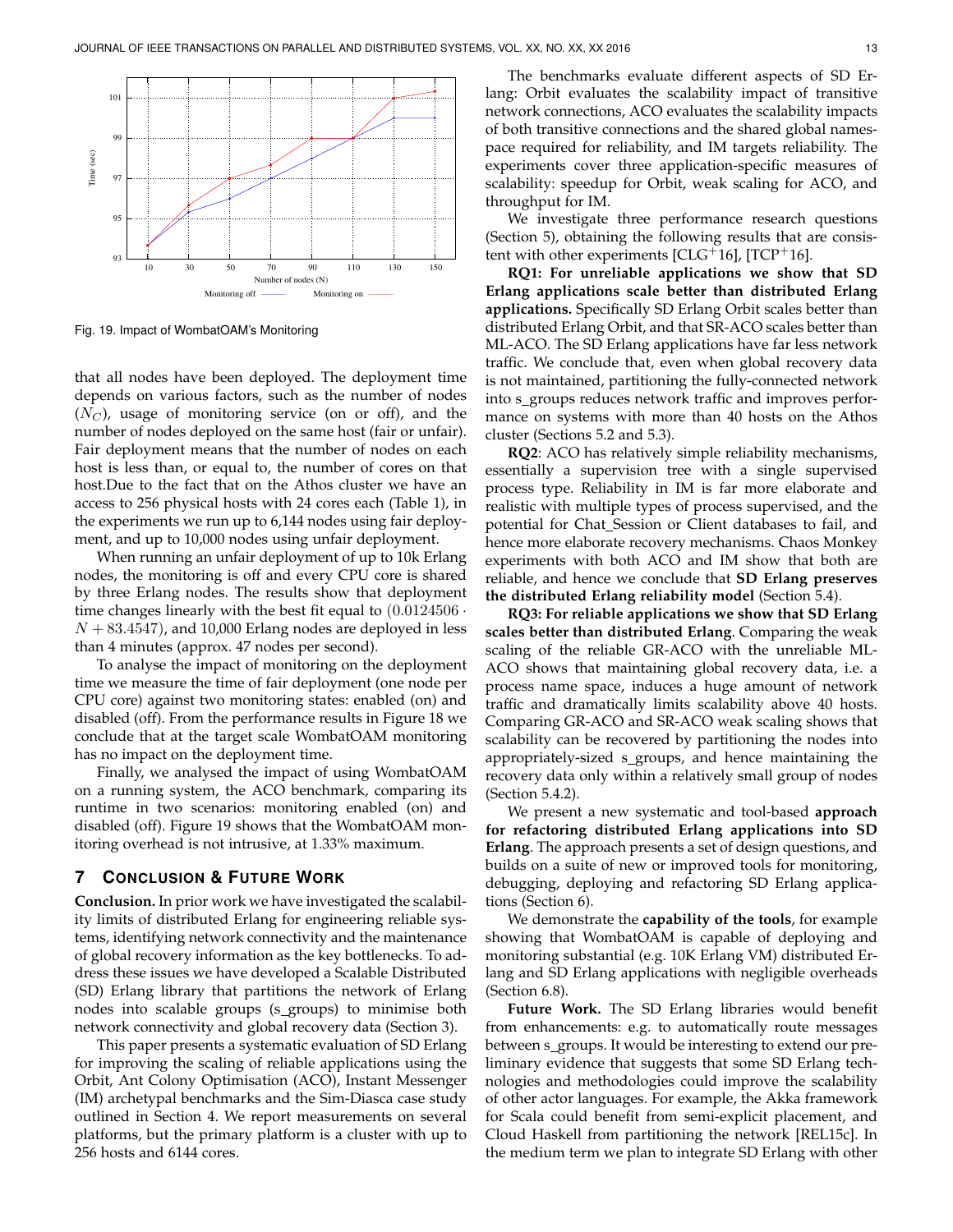Fig. 19. Impact of WombatOAM's Monitoring

that all nodes have been deployed. The deployment time depends on various factors, such as the number of nodes ($N_C$), usage of monitoring service (on or off), and the number of nodes deployed on the same host (fair or unfair). Fair deployment means that the number of nodes on each host is less than, or equal to, the number of cores on that host.Due to the fact that on the Athos cluster we have an access to 256 physical hosts with 24 cores each (Table 1), in the experiments we run up to 6,144 nodes using fair deployment, and up to 10,000 nodes using unfair deployment.

When running an unfair deployment of up to 10k Erlang nodes, the monitoring is off and every CPU core is shared by three Erlang nodes. The results show that deployment time changes linearly with the best fit equal to $(0.0124506 \cdot N + 83.4547)$, and 10,000 Erlang nodes are deployed in less than 4 minutes (approx. 47 nodes per second).

To analyse the impact of monitoring on the deployment time we measure the time of fair deployment (one node per CPU core) against two monitoring states: enabled (on) and disabled (off). From the performance results in Figure 18 we conclude that at the target scale WombatOAM monitoring has no impact on the deployment time.

Finally, we analysed the impact of using WombatOAM on a running system, the ACO benchmark, comparing its runtime in two scenarios: monitoring enabled (on) and disabled (off). Figure 19 shows that the WombatOAM monitoring overhead is not intrusive, at 1.33% maximum.

## 7 Conclusion & Future Work

**Conclusion.** In prior work we have investigated the scalability limits of distributed Erlang for engineering reliable systems, identifying network connectivity and the maintenance of global recovery information as the key bottlenecks. To address these issues we have developed a Scalable Distributed (SD) Erlang library that partitions the network of Erlang nodes into scalable groups (s_groups) to minimise both network connectivity and global recovery data (Section 3).

This paper presents a systematic evaluation of SD Erlang for improving the scaling of reliable applications using the Orbit, Ant Colony Optimisation (ACO), Instant Messenger (IM) archetypal benchmarks and the Sim-Diasca case study outlined in Section 4. We report measurements on several platforms, but the primary platform is a cluster with up to 256 hosts and 6144 cores.

The benchmarks evaluate different aspects of SD Erlang: Orbit evaluates the scalability impact of transitive network connections, ACO evaluates the scalability impacts of both transitive connections and the shared global namespace required for reliability, and IM targets reliability. The experiments cover three application-specific measures of scalability: speedup for Orbit, weak scaling for ACO, and throughput for IM.

We investigate three performance research questions (Section 5), obtaining the following results that are consistent with other experiments [CLG+16], [TCP+16].

**RQ1: For unreliable applications we show that SD Erlang applications scale better than distributed Erlang applications.** Specifically SD Erlang Orbit scales better than distributed Erlang Orbit, and that SR-ACO scales better than ML-ACO. The SD Erlang applications have far less network traffic. We conclude that, even when global recovery data is not maintained, partitioning the fully-connected network into s_groups reduces network traffic and improves performance on systems with more than 40 hosts on the Athos cluster (Sections 5.2 and 5.3).

**RQ2**: ACO has relatively simple reliability mechanisms, essentially a supervision tree with a single supervised process type. Reliability in IM is far more elaborate and realistic with multiple types of process supervised, and the potential for Chat_Session or Client databases to fail, and hence more elaborate recovery mechanisms. Chaos Monkey experiments with both ACO and IM show that both are reliable, and hence we conclude that **SD Erlang preserves the distributed Erlang reliability model** (Section 5.4).

**RQ3: For reliable applications we show that SD Erlang scales better than distributed Erlang**. Comparing the weak scaling of the reliable GR-ACO with the unreliable ML-ACO shows that maintaining global recovery data, i.e. a process name space, induces a huge amount of network traffic and dramatically limits scalability above 40 hosts. Comparing GR-ACO and SR-ACO weak scaling shows that scalability can be recovered by partitioning the nodes into appropriately-sized s_groups, and hence maintaining the recovery data only within a relatively small group of nodes (Section 5.4.2).

We present a new systematic and tool-based **approach for refactoring distributed Erlang applications into SD Erlang**. The approach presents a set of design questions, and builds on a suite of new or improved tools for monitoring, debugging, deploying and refactoring SD Erlang applications (Section 6).

We demonstrate the **capability of the tools**, for example showing that WombatOAM is capable of deploying and monitoring substantial (e.g. 10K Erlang VM) distributed Erlang and SD Erlang applications with negligible overheads (Section 6.8).

**Future Work.** The SD Erlang libraries would benefit from enhancements: e.g. to automatically route messages between s_groups. It would be interesting to extend our preliminary evidence that suggests that some SD Erlang technologies and methodologies could improve the scalability of other actor languages. For example, the Akka framework for Scala could benefit from semi-explicit placement, and Cloud Haskell from partitioning the network [REL15c]. In the medium term we plan to integrate SD Erlang with other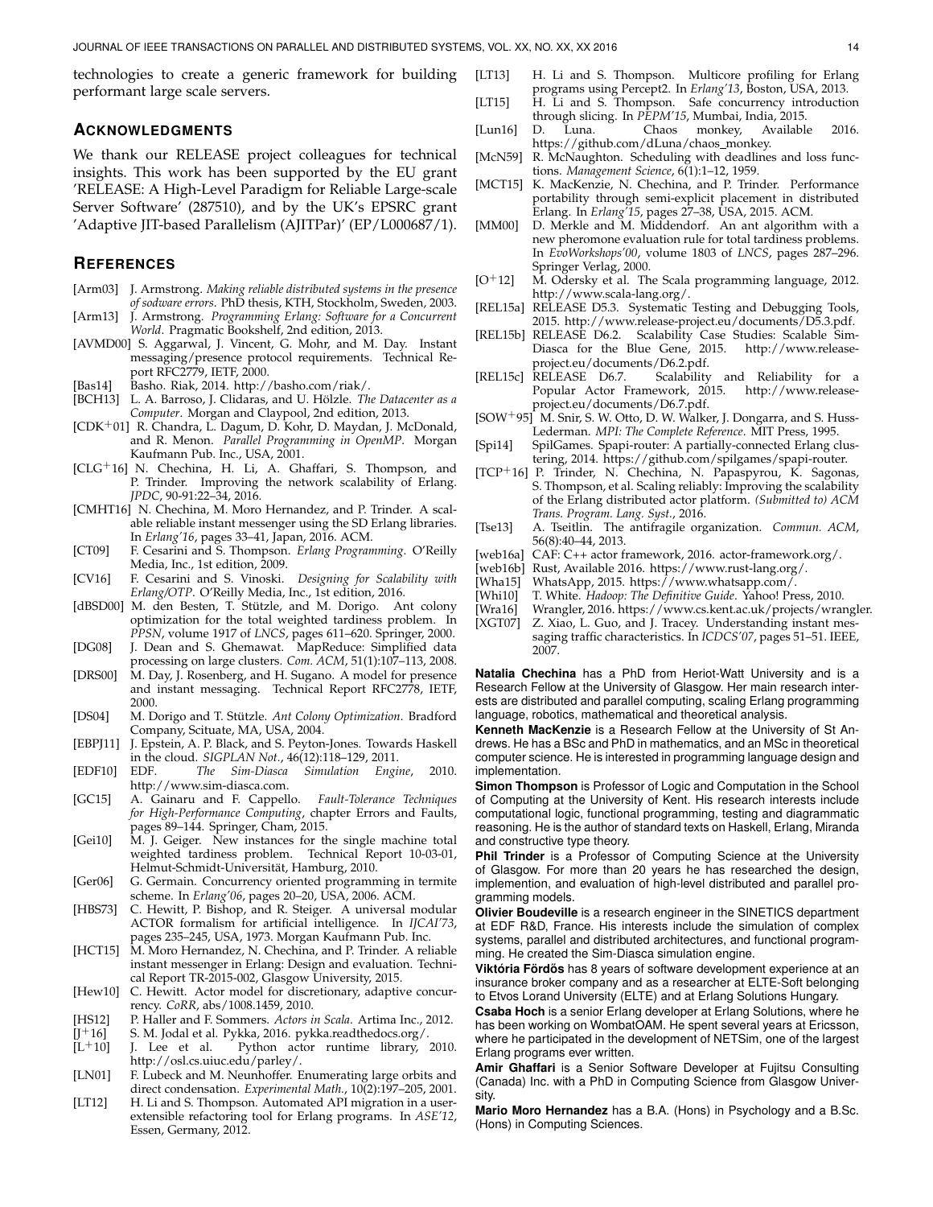technologies to create a generic framework for building performant large scale servers.

## Acknowledgments

We thank our RELEASE project colleagues for technical insights. This work has been supported by the EU grant 'RELEASE: A High-Level Paradigm for Reliable Large-scale Server Software' (287510), and by the UK's EPSRC grant 'Adaptive JIT-based Parallelism (AJITPar)' (EP/L000687/1).

## References

- [Arm03] J. Armstrong. *Making reliable distributed systems in the presence of sodware errors*. PhD thesis, KTH, Stockholm, Sweden, 2003.
- [Arm13] J. Armstrong. *Programming Erlang: Software for a Concurrent World*. Pragmatic Bookshelf, 2nd edition, 2013.
- [AVMD00] S. Aggarwal, J. Vincent, G. Mohr, and M. Day. Instant messaging/presence protocol requirements. Technical Report RFC2779, IETF, 2000.
- [Bas14] Basho. Riak, 2014. http://basho.com/riak/.
- [BCH13] L. A. Barroso, J. Clidaras, and U. Hölzle. *The Datacenter as a Computer*. Morgan and Claypool, 2nd edition, 2013.
- [CDK+01] R. Chandra, L. Dagum, D. Kohr, D. Maydan, J. McDonald, and R. Menon. *Parallel Programming in OpenMP*. Morgan Kaufmann Pub. Inc., USA, 2001.
- [CLG+16] N. Chechina, H. Li, A. Ghaffari, S. Thompson, and P. Trinder. Improving the network scalability of Erlang. *JPDC*, 90-91:22–34, 2016.
- [CMHT16] N. Chechina, M. Moro Hernandez, and P. Trinder. A scalable reliable instant messenger using the SD Erlang libraries. In *Erlang'16*, pages 33–41, Japan, 2016. ACM.
- [CT09] F. Cesarini and S. Thompson. *Erlang Programming*. O'Reilly Media, Inc., 1st edition, 2009.
- [CV16] F. Cesarini and S. Vinoski. *Designing for Scalability with Erlang/OTP*. O'Reilly Media, Inc., 1st edition, 2016.
- [dBSD00] M. den Besten, T. Stützle, and M. Dorigo. Ant colony optimization for the total weighted tardiness problem. In *PPSN*, volume 1917 of *LNCS*, pages 611–620. Springer, 2000.
- [DG08] J. Dean and S. Ghemawat. MapReduce: Simplified data processing on large clusters. *Com. ACM*, 51(1):107–113, 2008.
- [DRS00] M. Day, J. Rosenberg, and H. Sugano. A model for presence and instant messaging. Technical Report RFC2778, IETF, 2000.
- [DS04] M. Dorigo and T. Stützle. *Ant Colony Optimization*. Bradford Company, Scituate, MA, USA, 2004.
- [EBPJ11] J. Epstein, A. P. Black, and S. Peyton-Jones. Towards Haskell in the cloud. *SIGPLAN Not.*, 46(12):118–129, 2011.
- [EDF10] EDF. *The Sim-Diasca Simulation Engine*, 2010. http://www.sim-diasca.com.
- [GC15] A. Gainaru and F. Cappello. *Fault-Tolerance Techniques for High-Performance Computing*, chapter Errors and Faults, pages 89–144. Springer, Cham, 2015.
- [Gei10] M. J. Geiger. New instances for the single machine total weighted tardiness problem. Technical Report 10-03-01, Helmut-Schmidt-Universität, Hamburg, 2010.
- [Ger06] G. Germain. Concurrency oriented programming in termite scheme. In *Erlang'06*, pages 20–20, USA, 2006. ACM.
- [HBS73] C. Hewitt, P. Bishop, and R. Steiger. A universal modular ACTOR formalism for artificial intelligence. In *IJCAI'73*, pages 235–245, USA, 1973. Morgan Kaufmann Pub. Inc.
- [HCT15] M. Moro Hernandez, N. Chechina, and P. Trinder. A reliable instant messenger in Erlang: Design and evaluation. Technical Report TR-2015-002, Glasgow University, 2015.
- [Hew10] C. Hewitt. Actor model for discretionary, adaptive concurrency. *CoRR*, abs/1008.1459, 2010.
- [HS12] P. Haller and F. Sommers. *Actors in Scala*. Artima Inc., 2012.
- [J+16] S. M. Jodal et al. Pykka, 2016. pykka.readthedocs.org/.
- [L+10] J. Lee et al. Python actor runtime library, 2010. http://osl.cs.uiuc.edu/parley/.
- [LN01] F. Lubeck and M. Neunhoffer. Enumerating large orbits and direct condensation. *Experimental Math.*, 10(2):197–205, 2001.
- [LT12] H. Li and S. Thompson. Automated API migration in a user-extensible refactoring tool for Erlang programs. In *ASE'12*, Essen, Germany, 2012.
- [LT13] H. Li and S. Thompson. Multicore profiling for Erlang programs using Percept2. In *Erlang'13*, Boston, USA, 2013.
- [LT15] H. Li and S. Thompson. Safe concurrency introduction through slicing. In *PEPM'15*, Mumbai, India, 2015.
- [Lun16] D. Luna. Chaos monkey, Available 2016. https://github.com/dLuna/chaos_monkey.
- [McN59] R. McNaughton. Scheduling with deadlines and loss functions. *Management Science*, 6(1):1–12, 1959.
- [MCT15] K. MacKenzie, N. Chechina, and P. Trinder. Performance portability through semi-explicit placement in distributed Erlang. In *Erlang'15*, pages 27–38, USA, 2015. ACM.
- [MM00] D. Merkle and M. Middendorf. An ant algorithm with a new pheromone evaluation rule for total tardiness problems. In *EvoWorkshops'00*, volume 1803 of *LNCS*, pages 287–296. Springer Verlag, 2000.
- [O+12] M. Odersky et al. The Scala programming language, 2012. http://www.scala-lang.org/.
- [REL15a] RELEASE D5.3. Systematic Testing and Debugging Tools, 2015. http://www.release-project.eu/documents/D5.3.pdf.
- [REL15b] RELEASE D6.2. Scalability Case Studies: Scalable Sim-Diasca for the Blue Gene, 2015. http://www.release-project.eu/documents/D6.2.pdf.
- [REL15c] RELEASE D6.7. Scalability and Reliability for a Popular Actor Framework, 2015. http://www.release-project.eu/documents/D6.7.pdf.
- [SOW+95] M. Snir, S. W. Otto, D. W. Walker, J. Dongarra, and S. Huss-Lederman. *MPI: The Complete Reference*. MIT Press, 1995.
- [Spi14] SpilGames. Spapi-router: A partially-connected Erlang clustering, 2014. https://github.com/spilgames/spapi-router.
- [TCP+16] P. Trinder, N. Chechina, N. Papaspyrou, K. Sagonas, S. Thompson, et al. Scaling reliably: Improving the scalability of the Erlang distributed actor platform. *(Submitted to) ACM Trans. Program. Lang. Syst.*, 2016.
- [Tse13] A. Tseitlin. The antifragile organization. *Commun. ACM*, 56(8):40–44, 2013.
- [web16a] CAF: C++ actor framework, 2016. actor-framework.org/.
- [web16b] Rust, Available 2016. https://www.rust-lang.org/.
- [Wha15] WhatsApp, 2015. https://www.whatsapp.com/.
- [Whi10] T. White. *Hadoop: The Definitive Guide*. Yahoo! Press, 2010.
- [Wra16] Wrangler, 2016. https://www.cs.kent.ac.uk/projects/wrangler.
- [XGT07] Z. Xiao, L. Guo, and J. Tracey. Understanding instant messaging traffic characteristics. In *ICDCS'07*, pages 51–51. IEEE, 2007.

**Natalia Chechina** has a PhD from Heriot-Watt University and is a Research Fellow at the University of Glasgow. Her main research interests are distributed and parallel computing, scaling Erlang programming language, robotics, mathematical and theoretical analysis.

**Kenneth MacKenzie** is a Research Fellow at the University of St Andrews. He has a BSc and PhD in mathematics, and an MSc in theoretical computer science. He is interested in programming language design and implementation.

**Simon Thompson** is Professor of Logic and Computation in the School of Computing at the University of Kent. His research interests include computational logic, functional programming, testing and diagrammatic reasoning. He is the author of standard texts on Haskell, Erlang, Miranda and constructive type theory.

**Phil Trinder** is a Professor of Computing Science at the University of Glasgow. For more than 20 years he has researched the design, implemention, and evaluation of high-level distributed and parallel programming models.

**Olivier Boudeville** is a research engineer in the SINETICS department at EDF R&D, France. His interests include the simulation of complex systems, parallel and distributed architectures, and functional programming. He created the Sim-Diasca simulation engine.

**Viktória Fördős** has 8 years of software development experience at an insurance broker company and as a researcher at ELTE-Soft belonging to Etvos Lorand University (ELTE) and at Erlang Solutions Hungary.

**Csaba Hoch** is a senior Erlang developer at Erlang Solutions, where he has been working on WombatOAM. He spent several years at Ericsson, where he participated in the development of NETSim, one of the largest Erlang programs ever written.

**Amir Ghaffari** is a Senior Software Developer at Fujitsu Consulting (Canada) Inc. with a PhD in Computing Science from Glasgow University.

**Mario Moro Hernandez** has a B.A. (Hons) in Psychology and a B.Sc. (Hons) in Computing Sciences.